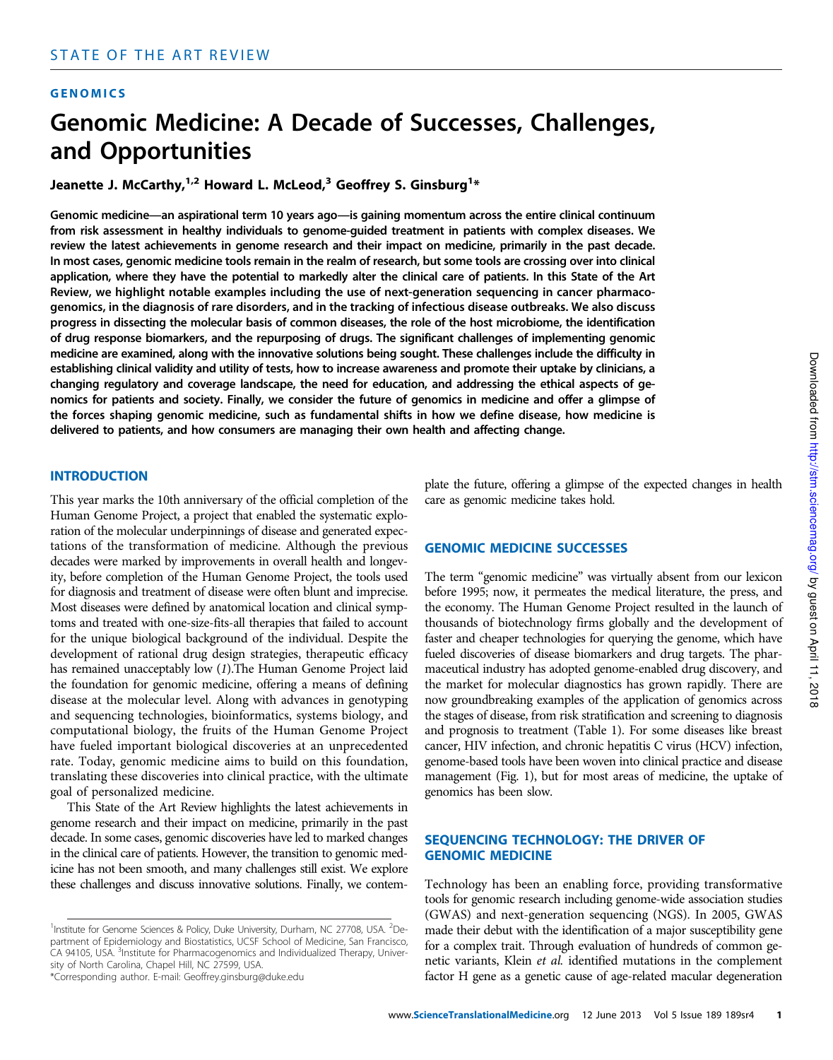STATE OF THE ART REVIEW

GENOMICS

# Genomic Medicine: A Decade of Successes, Challenges, and Opportunities

**Jeanette J. McCarthy,[1,2] Howard L. McLeod,[3] Geoffrey S. Ginsburg[1]***

**Genomic medicine—an aspirational term 10 years ago—is gaining momentum across the entire clinical continuum from risk assessment in healthy individuals to genome-guided treatment in patients with complex diseases. We review the latest achievements in genome research and their impact on medicine, primarily in the past decade. In most cases, genomic medicine tools remain in the realm of research, but some tools are crossing over into clinical application, where they have the potential to markedly alter the clinical care of patients. In this State of the Art Review, we highlight notable examples including the use of next-generation sequencing in cancer pharmacogenomics, in the diagnosis of rare disorders, and in the tracking of infectious disease outbreaks. We also discuss progress in dissecting the molecular basis of common diseases, the role of the host microbiome, the identification of drug response biomarkers, and the repurposing of drugs. The significant challenges of implementing genomic medicine are examined, along with the innovative solutions being sought. These challenges include the difficulty in establishing clinical validity and utility of tests, how to increase awareness and promote their uptake by clinicians, a changing regulatory and coverage landscape, the need for education, and addressing the ethical aspects of genomics for patients and society. Finally, we consider the future of genomics in medicine and offer a glimpse of the forces shaping genomic medicine, such as fundamental shifts in how we define disease, how medicine is delivered to patients, and how consumers are managing their own health and affecting change.**

## INTRODUCTION

This year marks the 10th anniversary of the official completion of the Human Genome Project, a project that enabled the systematic exploration of the molecular underpinnings of disease and generated expectations of the transformation of medicine. Although the previous decades were marked by improvements in overall health and longevity, before completion of the Human Genome Project, the tools used for diagnosis and treatment of disease were often blunt and imprecise. Most diseases were defined by anatomical location and clinical symptoms and treated with one-size-fits-all therapies that failed to account for the unique biological background of the individual. Despite the development of rational drug design strategies, therapeutic efficacy has remained unacceptably low (*1*).The Human Genome Project laid the foundation for genomic medicine, offering a means of defining disease at the molecular level. Along with advances in genotyping and sequencing technologies, bioinformatics, systems biology, and computational biology, the fruits of the Human Genome Project have fueled important biological discoveries at an unprecedented rate. Today, genomic medicine aims to build on this foundation, translating these discoveries into clinical practice, with the ultimate goal of personalized medicine.

This State of the Art Review highlights the latest achievements in genome research and their impact on medicine, primarily in the past decade. In some cases, genomic discoveries have led to marked changes in the clinical care of patients. However, the transition to genomic medicine has not been smooth, and many challenges still exist. We explore these challenges and discuss innovative solutions. Finally, we contemplate the future, offering a glimpse of the expected changes in health care as genomic medicine takes hold.

## GENOMIC MEDICINE SUCCESSES

The term "genomic medicine" was virtually absent from our lexicon before 1995; now, it permeates the medical literature, the press, and the economy. The Human Genome Project resulted in the launch of thousands of biotechnology firms globally and the development of faster and cheaper technologies for querying the genome, which have fueled discoveries of disease biomarkers and drug targets. The pharmaceutical industry has adopted genome-enabled drug discovery, and the market for molecular diagnostics has grown rapidly. There are now groundbreaking examples of the application of genomics across the stages of disease, from risk stratification and screening to diagnosis and prognosis to treatment (Table 1). For some diseases like breast cancer, HIV infection, and chronic hepatitis C virus (HCV) infection, genome-based tools have been woven into clinical practice and disease management (Fig. 1), but for most areas of medicine, the uptake of genomics has been slow.

## SEQUENCING TECHNOLOGY: THE DRIVER OF GENOMIC MEDICINE

Technology has been an enabling force, providing transformative tools for genomic research including genome-wide association studies (GWAS) and next-generation sequencing (NGS). In 2005, GWAS made their debut with the identification of a major susceptibility gene for a complex trait. Through evaluation of hundreds of common genetic variants, Klein *et al.* identified mutations in the complement factor H gene as a genetic cause of age-related macular degeneration

[1]Institute for Genome Sciences & Policy, Duke University, Durham, NC 27708, USA. [2]Department of Epidemiology and Biostatistics, UCSF School of Medicine, San Francisco, CA 94105, USA. [3]Institute for Pharmacogenomics and Individualized Therapy, University of North Carolina, Chapel Hill, NC 27599, USA.

*Corresponding author. E-mail: Geoffrey.ginsburg@duke.edu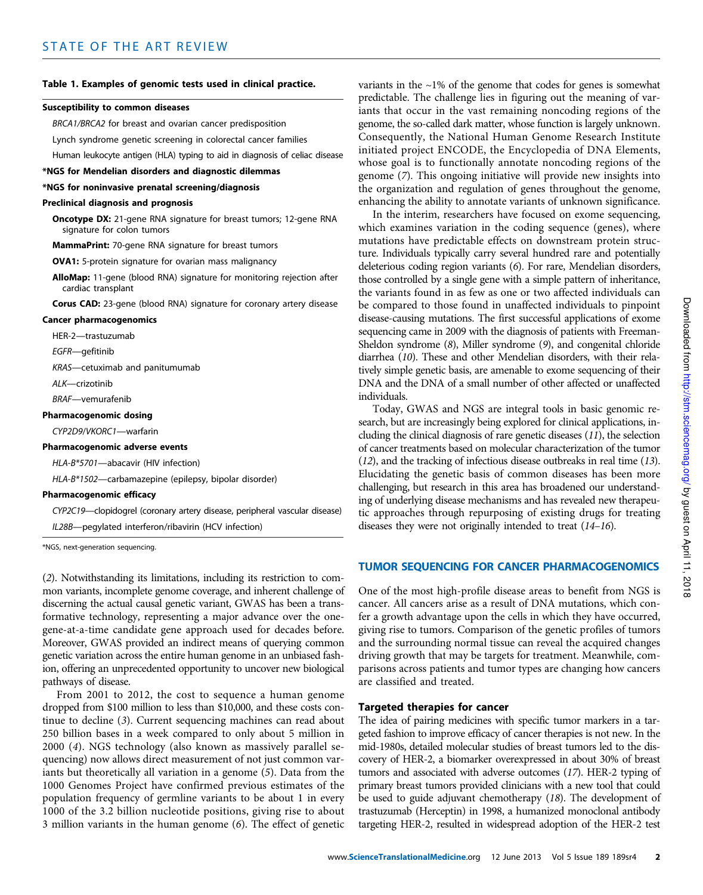**Table 1. Examples of genomic tests used in clinical practice.**

**Susceptibility to common diseases**

*BRCA1/BRCA2* for breast and ovarian cancer predisposition

Lynch syndrome genetic screening in colorectal cancer families

Human leukocyte antigen (HLA) typing to aid in diagnosis of celiac disease

**\*NGS for Mendelian disorders and diagnostic dilemmas**

**\*NGS for noninvasive prenatal screening/diagnosis**

**Preclinical diagnosis and prognosis**

**Oncotype DX:** 21-gene RNA signature for breast tumors; 12-gene RNA signature for colon tumors

**MammaPrint:** 70-gene RNA signature for breast tumors

**OVA1:** 5-protein signature for ovarian mass malignancy

**AlloMap:** 11-gene (blood RNA) signature for monitoring rejection after cardiac transplant

**Corus CAD:** 23-gene (blood RNA) signature for coronary artery disease

**Cancer pharmacogenomics**

HER-2—trastuzumab

*EGFR*—gefitinib

*KRAS*—cetuximab and panitumumab

*ALK*—crizotinib

*BRAF*—vemurafenib

**Pharmacogenomic dosing**

*CYP2D9/VKORC1*—warfarin

**Pharmacogenomic adverse events**

*HLA-B\*5701*—abacavir (HIV infection)

*HLA-B\*1502*—carbamazepine (epilepsy, bipolar disorder)

**Pharmacogenomic efficacy**

*CYP2C19*—clopidogrel (coronary artery disease, peripheral vascular disease)

*IL28B*—pegylated interferon/ribavirin (HCV infection)

\*NGS, next-generation sequencing.

(*2*). Notwithstanding its limitations, including its restriction to common variants, incomplete genome coverage, and inherent challenge of discerning the actual causal genetic variant, GWAS has been a transformative technology, representing a major advance over the one-gene-at-a-time candidate gene approach used for decades before. Moreover, GWAS provided an indirect means of querying common genetic variation across the entire human genome in an unbiased fashion, offering an unprecedented opportunity to uncover new biological pathways of disease.

From 2001 to 2012, the cost to sequence a human genome dropped from $100 million to less than $10,000, and these costs continue to decline (*3*). Current sequencing machines can read about 250 billion bases in a week compared to only about 5 million in 2000 (*4*). NGS technology (also known as massively parallel sequencing) now allows direct measurement of not just common variants but theoretically all variation in a genome (*5*). Data from the 1000 Genomes Project have confirmed previous estimates of the population frequency of germline variants to be about 1 in every 1000 of the 3.2 billion nucleotide positions, giving rise to about 3 million variants in the human genome (*6*). The effect of genetic variants in the ~1% of the genome that codes for genes is somewhat predictable. The challenge lies in figuring out the meaning of variants that occur in the vast remaining noncoding regions of the genome, the so-called dark matter, whose function is largely unknown. Consequently, the National Human Genome Research Institute initiated project ENCODE, the Encyclopedia of DNA Elements, whose goal is to functionally annotate noncoding regions of the genome (*7*). This ongoing initiative will provide new insights into the organization and regulation of genes throughout the genome, enhancing the ability to annotate variants of unknown significance.

In the interim, researchers have focused on exome sequencing, which examines variation in the coding sequence (genes), where mutations have predictable effects on downstream protein structure. Individuals typically carry several hundred rare and potentially deleterious coding region variants (*6*). For rare, Mendelian disorders, those controlled by a single gene with a simple pattern of inheritance, the variants found in as few as one or two affected individuals can be compared to those found in unaffected individuals to pinpoint disease-causing mutations. The first successful applications of exome sequencing came in 2009 with the diagnosis of patients with Freeman-Sheldon syndrome (*8*), Miller syndrome (*9*), and congenital chloride diarrhea (*10*). These and other Mendelian disorders, with their relatively simple genetic basis, are amenable to exome sequencing of their DNA and the DNA of a small number of other affected or unaffected individuals.

Today, GWAS and NGS are integral tools in basic genomic research, but are increasingly being explored for clinical applications, including the clinical diagnosis of rare genetic diseases (*11*), the selection of cancer treatments based on molecular characterization of the tumor (*12*), and the tracking of infectious disease outbreaks in real time (*13*). Elucidating the genetic basis of common diseases has been more challenging, but research in this area has broadened our understanding of underlying disease mechanisms and has revealed new therapeutic approaches through repurposing of existing drugs for treating diseases they were not originally intended to treat (*14–16*).

## TUMOR SEQUENCING FOR CANCER PHARMACOGENOMICS

One of the most high-profile disease areas to benefit from NGS is cancer. All cancers arise as a result of DNA mutations, which confer a growth advantage upon the cells in which they have occurred, giving rise to tumors. Comparison of the genetic profiles of tumors and the surrounding normal tissue can reveal the acquired changes driving growth that may be targets for treatment. Meanwhile, comparisons across patients and tumor types are changing how cancers are classified and treated.

### Targeted therapies for cancer

The idea of pairing medicines with specific tumor markers in a targeted fashion to improve efficacy of cancer therapies is not new. In the mid-1980s, detailed molecular studies of breast tumors led to the discovery of HER-2, a biomarker overexpressed in about 30% of breast tumors and associated with adverse outcomes (*17*). HER-2 typing of primary breast tumors provided clinicians with a new tool that could be used to guide adjuvant chemotherapy (*18*). The development of trastuzumab (Herceptin) in 1998, a humanized monoclonal antibody targeting HER-2, resulted in widespread adoption of the HER-2 test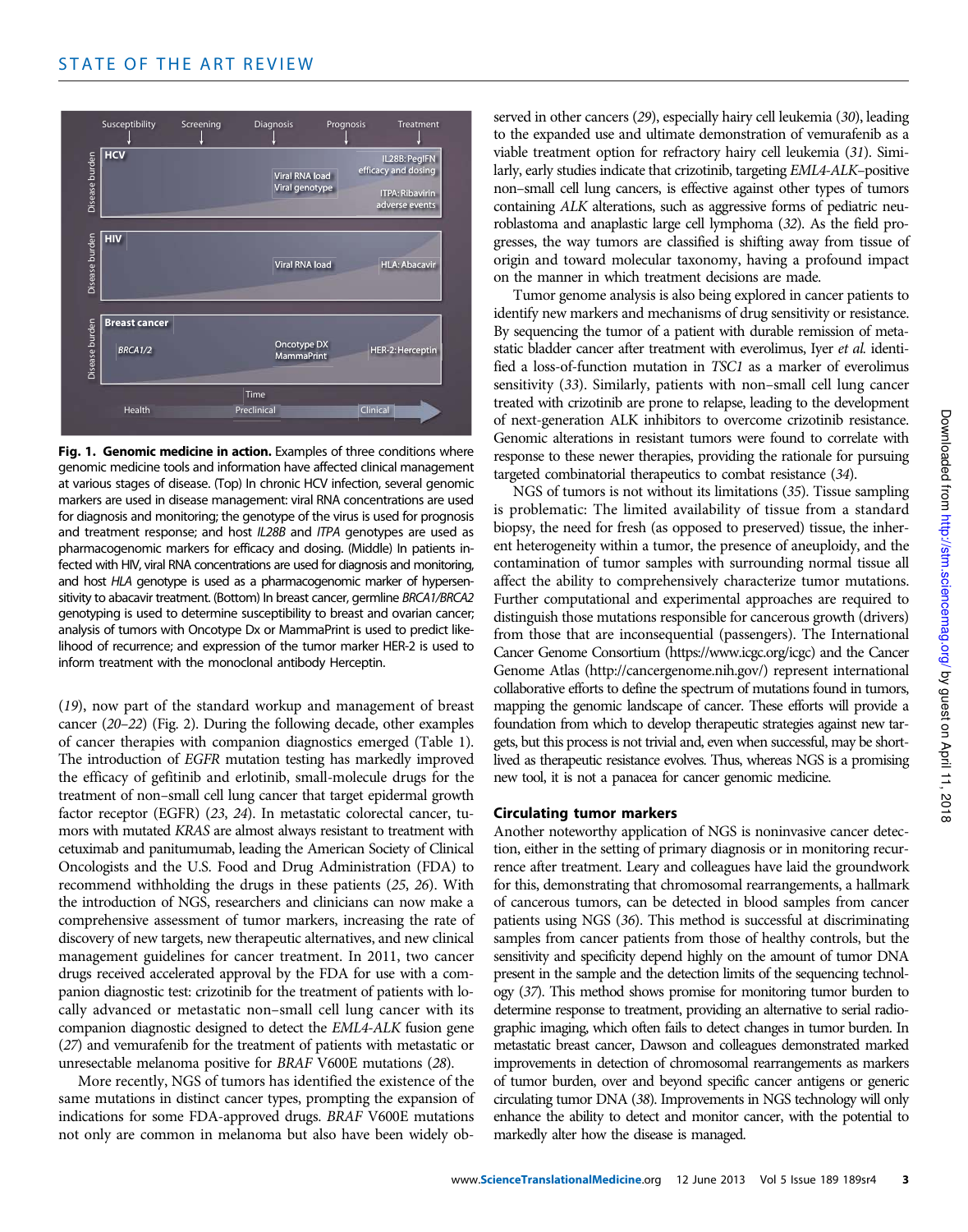Susceptibility
Screening
Diagnosis
Prognosis
Treatment

Disease burden
HCV
Viral RNA load
Viral genotype
IL28B: PegIFN efficacy and dosing
ITPA: Ribavirin adverse events

Disease burden
HIV
Viral RNA load
HLA: Abacavir

Disease burden
Breast cancer
*BRCA1/2*
Oncotype DX
MammaPrint
HER-2: Herceptin

Time
Health
Preclinical
Clinical

**Fig. 1. Genomic medicine in action.** Examples of three conditions where genomic medicine tools and information have affected clinical management at various stages of disease. (Top) In chronic HCV infection, several genomic markers are used in disease management: viral RNA concentrations are used for diagnosis and monitoring; the genotype of the virus is used for prognosis and treatment response; and host *IL28B* and *ITPA* genotypes are used as pharmacogenomic markers for efficacy and dosing. (Middle) In patients infected with HIV, viral RNA concentrations are used for diagnosis and monitoring, and host *HLA* genotype is used as a pharmacogenomic marker of hypersensitivity to abacavir treatment. (Bottom) In breast cancer, germline *BRCA1/BRCA2* genotyping is used to determine susceptibility to breast and ovarian cancer; analysis of tumors with Oncotype Dx or MammaPrint is used to predict likelihood of recurrence; and expression of the tumor marker HER-2 is used to inform treatment with the monoclonal antibody Herceptin.

(*19*), now part of the standard workup and management of breast cancer (*20–22*) (Fig. 2). During the following decade, other examples of cancer therapies with companion diagnostics emerged (Table 1). The introduction of *EGFR* mutation testing has markedly improved the efficacy of gefitinib and erlotinib, small-molecule drugs for the treatment of non–small cell lung cancer that target epidermal growth factor receptor (EGFR) (*23*, *24*). In metastatic colorectal cancer, tumors with mutated *KRAS* are almost always resistant to treatment with cetuximab and panitumumab, leading the American Society of Clinical Oncologists and the U.S. Food and Drug Administration (FDA) to recommend withholding the drugs in these patients (*25*, *26*). With the introduction of NGS, researchers and clinicians can now make a comprehensive assessment of tumor markers, increasing the rate of discovery of new targets, new therapeutic alternatives, and new clinical management guidelines for cancer treatment. In 2011, two cancer drugs received accelerated approval by the FDA for use with a companion diagnostic test: crizotinib for the treatment of patients with locally advanced or metastatic non–small cell lung cancer with its companion diagnostic designed to detect the *EML4-ALK* fusion gene (*27*) and vemurafenib for the treatment of patients with metastatic or unresectable melanoma positive for *BRAF* V600E mutations (*28*).

More recently, NGS of tumors has identified the existence of the same mutations in distinct cancer types, prompting the expansion of indications for some FDA-approved drugs. *BRAF* V600E mutations not only are common in melanoma but also have been widely observed in other cancers (*29*), especially hairy cell leukemia (*30*), leading to the expanded use and ultimate demonstration of vemurafenib as a viable treatment option for refractory hairy cell leukemia (*31*). Similarly, early studies indicate that crizotinib, targeting *EML4-ALK*–positive non–small cell lung cancers, is effective against other types of tumors containing *ALK* alterations, such as aggressive forms of pediatric neuroblastoma and anaplastic large cell lymphoma (*32*). As the field progresses, the way tumors are classified is shifting away from tissue of origin and toward molecular taxonomy, having a profound impact on the manner in which treatment decisions are made.

Tumor genome analysis is also being explored in cancer patients to identify new markers and mechanisms of drug sensitivity or resistance. By sequencing the tumor of a patient with durable remission of metastatic bladder cancer after treatment with everolimus, Iyer *et al.* identified a loss-of-function mutation in *TSC1* as a marker of everolimus sensitivity (*33*). Similarly, patients with non–small cell lung cancer treated with crizotinib are prone to relapse, leading to the development of next-generation ALK inhibitors to overcome crizotinib resistance. Genomic alterations in resistant tumors were found to correlate with response to these newer therapies, providing the rationale for pursuing targeted combinatorial therapeutics to combat resistance (*34*).

NGS of tumors is not without its limitations (*35*). Tissue sampling is problematic: The limited availability of tissue from a standard biopsy, the need for fresh (as opposed to preserved) tissue, the inherent heterogeneity within a tumor, the presence of aneuploidy, and the contamination of tumor samples with surrounding normal tissue all affect the ability to comprehensively characterize tumor mutations. Further computational and experimental approaches are required to distinguish those mutations responsible for cancerous growth (drivers) from those that are inconsequential (passengers). The International Cancer Genome Consortium (https://www.icgc.org/icgc) and the Cancer Genome Atlas (http://cancergenome.nih.gov/) represent international collaborative efforts to define the spectrum of mutations found in tumors, mapping the genomic landscape of cancer. These efforts will provide a foundation from which to develop therapeutic strategies against new targets, but this process is not trivial and, even when successful, may be short-lived as therapeutic resistance evolves. Thus, whereas NGS is a promising new tool, it is not a panacea for cancer genomic medicine.

## Circulating tumor markers

Another noteworthy application of NGS is noninvasive cancer detection, either in the setting of primary diagnosis or in monitoring recurrence after treatment. Leary and colleagues have laid the groundwork for this, demonstrating that chromosomal rearrangements, a hallmark of cancerous tumors, can be detected in blood samples from cancer patients using NGS (*36*). This method is successful at discriminating samples from cancer patients from those of healthy controls, but the sensitivity and specificity depend highly on the amount of tumor DNA present in the sample and the detection limits of the sequencing technology (*37*). This method shows promise for monitoring tumor burden to determine response to treatment, providing an alternative to serial radiographic imaging, which often fails to detect changes in tumor burden. In metastatic breast cancer, Dawson and colleagues demonstrated marked improvements in detection of chromosomal rearrangements as markers of tumor burden, over and beyond specific cancer antigens or generic circulating tumor DNA (*38*). Improvements in NGS technology will only enhance the ability to detect and monitor cancer, with the potential to markedly alter how the disease is managed.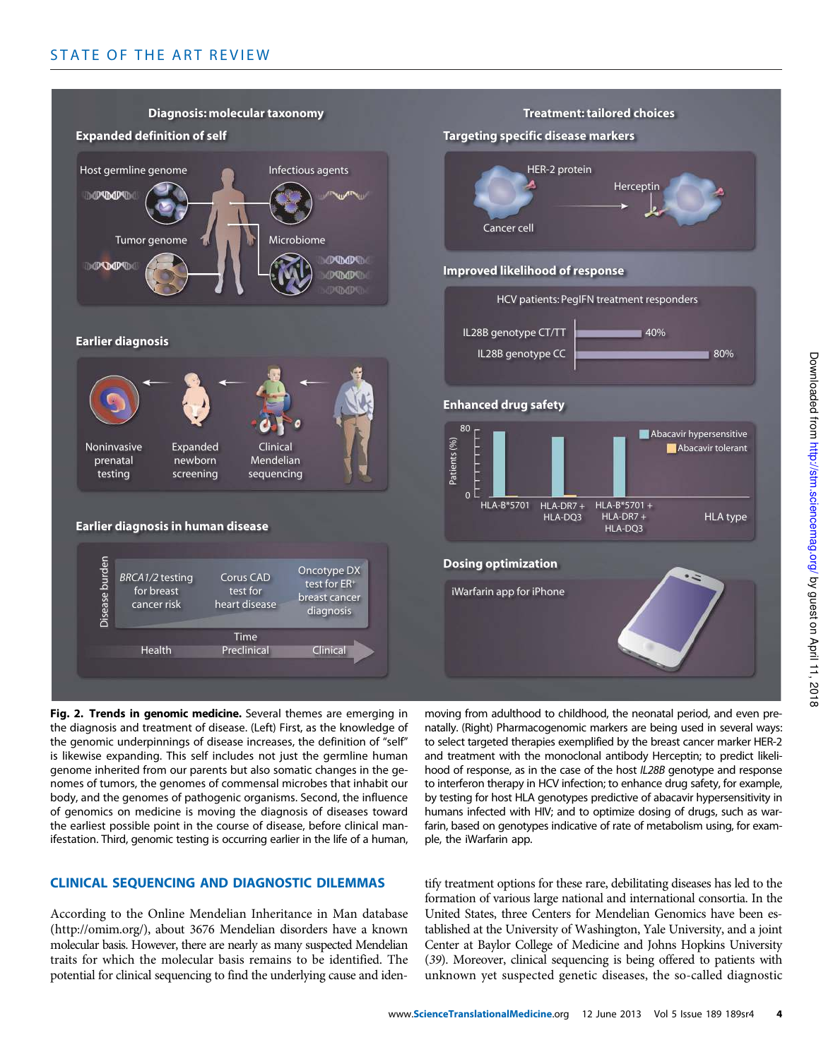**Fig. 2. Trends in genomic medicine.** Several themes are emerging in the diagnosis and treatment of disease. (Left) First, as the knowledge of the genomic underpinnings of disease increases, the definition of "self" is likewise expanding. This self includes not just the germline human genome inherited from our parents but also somatic changes in the genomes of tumors, the genomes of commensal microbes that inhabit our body, and the genomes of pathogenic organisms. Second, the influence of genomics on medicine is moving the diagnosis of diseases toward the earliest possible point in the course of disease, before clinical manifestation. Third, genomic testing is occurring earlier in the life of a human, moving from adulthood to childhood, the neonatal period, and even prenatally. (Right) Pharmacogenomic markers are being used in several ways: to select targeted therapies exemplified by the breast cancer marker HER-2 and treatment with the monoclonal antibody Herceptin; to predict likelihood of response, as in the case of the host *IL28B* genotype and response to interferon therapy in HCV infection; to enhance drug safety, for example, by testing for host HLA genotypes predictive of abacavir hypersensitivity in humans infected with HIV; and to optimize dosing of drugs, such as warfarin, based on genotypes indicative of rate of metabolism using, for example, the iWarfarin app.

## CLINICAL SEQUENCING AND DIAGNOSTIC DILEMMAS

According to the Online Mendelian Inheritance in Man database (http://omim.org/), about 3676 Mendelian disorders have a known molecular basis. However, there are nearly as many suspected Mendelian traits for which the molecular basis remains to be identified. The potential for clinical sequencing to find the underlying cause and identify treatment options for these rare, debilitating diseases has led to the formation of various large national and international consortia. In the United States, three Centers for Mendelian Genomics have been established at the University of Washington, Yale University, and a joint Center at Baylor College of Medicine and Johns Hopkins University (*39*). Moreover, clinical sequencing is being offered to patients with unknown yet suspected genetic diseases, the so-called diagnostic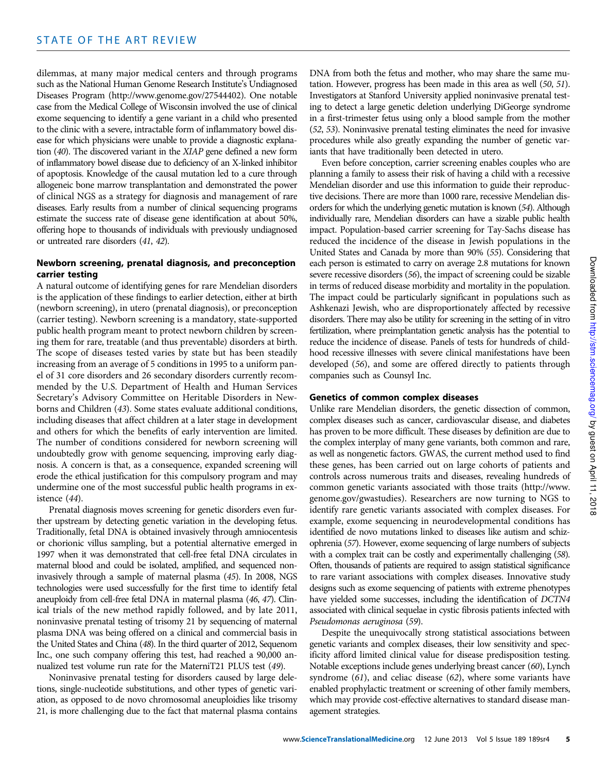dilemmas, at many major medical centers and through programs such as the National Human Genome Research Institute's Undiagnosed Diseases Program (http://www.genome.gov/27544402). One notable case from the Medical College of Wisconsin involved the use of clinical exome sequencing to identify a gene variant in a child who presented to the clinic with a severe, intractable form of inflammatory bowel disease for which physicians were unable to provide a diagnostic explanation (*40*). The discovered variant in the *XIAP* gene defined a new form of inflammatory bowel disease due to deficiency of an X-linked inhibitor of apoptosis. Knowledge of the causal mutation led to a cure through allogeneic bone marrow transplantation and demonstrated the power of clinical NGS as a strategy for diagnosis and management of rare diseases. Early results from a number of clinical sequencing programs estimate the success rate of disease gene identification at about 50%, offering hope to thousands of individuals with previously undiagnosed or untreated rare disorders (*41*, *42*).

### Newborn screening, prenatal diagnosis, and preconception carrier testing

A natural outcome of identifying genes for rare Mendelian disorders is the application of these findings to earlier detection, either at birth (newborn screening), in utero (prenatal diagnosis), or preconception (carrier testing). Newborn screening is a mandatory, state-supported public health program meant to protect newborn children by screening them for rare, treatable (and thus preventable) disorders at birth. The scope of diseases tested varies by state but has been steadily increasing from an average of 5 conditions in 1995 to a uniform panel of 31 core disorders and 26 secondary disorders currently recommended by the U.S. Department of Health and Human Services Secretary's Advisory Committee on Heritable Disorders in Newborns and Children (*43*). Some states evaluate additional conditions, including diseases that affect children at a later stage in development and others for which the benefits of early intervention are limited. The number of conditions considered for newborn screening will undoubtedly grow with genome sequencing, improving early diagnosis. A concern is that, as a consequence, expanded screening will erode the ethical justification for this compulsory program and may undermine one of the most successful public health programs in existence (*44*).

Prenatal diagnosis moves screening for genetic disorders even further upstream by detecting genetic variation in the developing fetus. Traditionally, fetal DNA is obtained invasively through amniocentesis or chorionic villus sampling, but a potential alternative emerged in 1997 when it was demonstrated that cell-free fetal DNA circulates in maternal blood and could be isolated, amplified, and sequenced noninvasively through a sample of maternal plasma (*45*). In 2008, NGS technologies were used successfully for the first time to identify fetal aneuploidy from cell-free fetal DNA in maternal plasma (*46*, *47*). Clinical trials of the new method rapidly followed, and by late 2011, noninvasive prenatal testing of trisomy 21 by sequencing of maternal plasma DNA was being offered on a clinical and commercial basis in the United States and China (*48*). In the third quarter of 2012, Sequenom Inc., one such company offering this test, had reached a 90,000 annualized test volume run rate for the MaterniT21 PLUS test (*49*).

Noninvasive prenatal testing for disorders caused by large deletions, single-nucleotide substitutions, and other types of genetic variation, as opposed to de novo chromosomal aneuploidies like trisomy 21, is more challenging due to the fact that maternal plasma contains DNA from both the fetus and mother, who may share the same mutation. However, progress has been made in this area as well (*50*, *51*). Investigators at Stanford University applied noninvasive prenatal testing to detect a large genetic deletion underlying DiGeorge syndrome in a first-trimester fetus using only a blood sample from the mother (*52*, *53*). Noninvasive prenatal testing eliminates the need for invasive procedures while also greatly expanding the number of genetic variants that have traditionally been detected in utero.

Even before conception, carrier screening enables couples who are planning a family to assess their risk of having a child with a recessive Mendelian disorder and use this information to guide their reproductive decisions. There are more than 1000 rare, recessive Mendelian disorders for which the underlying genetic mutation is known (*54*). Although individually rare, Mendelian disorders can have a sizable public health impact. Population-based carrier screening for Tay-Sachs disease has reduced the incidence of the disease in Jewish populations in the United States and Canada by more than 90% (*55*). Considering that each person is estimated to carry on average 2.8 mutations for known severe recessive disorders (*56*), the impact of screening could be sizable in terms of reduced disease morbidity and mortality in the population. The impact could be particularly significant in populations such as Ashkenazi Jewish, who are disproportionately affected by recessive disorders. There may also be utility for screening in the setting of in vitro fertilization, where preimplantation genetic analysis has the potential to reduce the incidence of disease. Panels of tests for hundreds of childhood recessive illnesses with severe clinical manifestations have been developed (*56*), and some are offered directly to patients through companies such as Counsyl Inc.

### Genetics of common complex diseases

Unlike rare Mendelian disorders, the genetic dissection of common, complex diseases such as cancer, cardiovascular disease, and diabetes has proven to be more difficult. These diseases by definition are due to the complex interplay of many gene variants, both common and rare, as well as nongenetic factors. GWAS, the current method used to find these genes, has been carried out on large cohorts of patients and controls across numerous traits and diseases, revealing hundreds of common genetic variants associated with those traits (http://www.genome.gov/gwastudies). Researchers are now turning to NGS to identify rare genetic variants associated with complex diseases. For example, exome sequencing in neurodevelopmental conditions has identified de novo mutations linked to diseases like autism and schizophrenia (*57*). However, exome sequencing of large numbers of subjects with a complex trait can be costly and experimentally challenging (*58*). Often, thousands of patients are required to assign statistical significance to rare variant associations with complex diseases. Innovative study designs such as exome sequencing of patients with extreme phenotypes have yielded some successes, including the identification of *DCTN4* associated with clinical sequelae in cystic fibrosis patients infected with *Pseudomonas aeruginosa* (*59*).

Despite the unequivocally strong statistical associations between genetic variants and complex diseases, their low sensitivity and specificity afford limited clinical value for disease predisposition testing. Notable exceptions include genes underlying breast cancer (*60*), Lynch syndrome (*61*), and celiac disease (*62*), where some variants have enabled prophylactic treatment or screening of other family members, which may provide cost-effective alternatives to standard disease management strategies.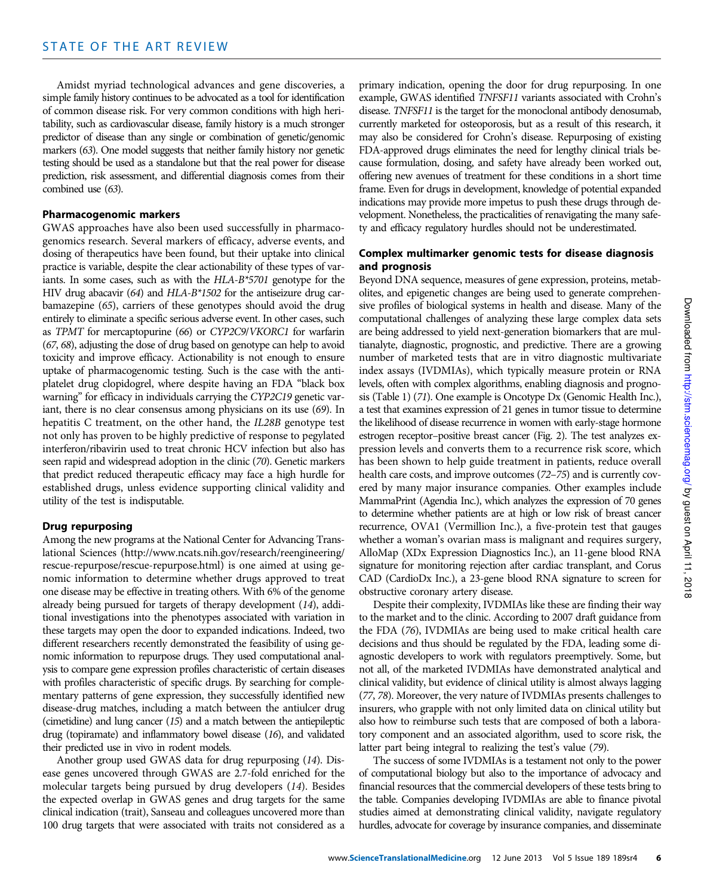Amidst myriad technological advances and gene discoveries, a simple family history continues to be advocated as a tool for identification of common disease risk. For very common conditions with high heritability, such as cardiovascular disease, family history is a much stronger predictor of disease than any single or combination of genetic/genomic markers (63). One model suggests that neither family history nor genetic testing should be used as a standalone but that the real power for disease prediction, risk assessment, and differential diagnosis comes from their combined use (63).

### Pharmacogenomic markers

GWAS approaches have also been used successfully in pharmacogenomics research. Several markers of efficacy, adverse events, and dosing of therapeutics have been found, but their uptake into clinical practice is variable, despite the clear actionability of these types of variants. In some cases, such as with the *HLA-B*5701* genotype for the HIV drug abacavir (64) and *HLA-B*1502* for the antiseizure drug carbamazepine (65), carriers of these genotypes should avoid the drug entirely to eliminate a specific serious adverse event. In other cases, such as *TPMT* for mercaptopurine (66) or *CYP2C9*/*VKORC1* for warfarin (67, 68), adjusting the dose of drug based on genotype can help to avoid toxicity and improve efficacy. Actionability is not enough to ensure uptake of pharmacogenomic testing. Such is the case with the antiplatelet drug clopidogrel, where despite having an FDA "black box warning" for efficacy in individuals carrying the *CYP2C19* genetic variant, there is no clear consensus among physicians on its use (69). In hepatitis C treatment, on the other hand, the *IL28B* genotype test not only has proven to be highly predictive of response to pegylated interferon/ribavirin used to treat chronic HCV infection but also has seen rapid and widespread adoption in the clinic (70). Genetic markers that predict reduced therapeutic efficacy may face a high hurdle for established drugs, unless evidence supporting clinical validity and utility of the test is indisputable.

### Drug repurposing

Among the new programs at the National Center for Advancing Translational Sciences (http://www.ncats.nih.gov/research/reengineering/rescue-repurpose/rescue-repurpose.html) is one aimed at using genomic information to determine whether drugs approved to treat one disease may be effective in treating others. With 6% of the genome already being pursued for targets of therapy development (14), additional investigations into the phenotypes associated with variation in these targets may open the door to expanded indications. Indeed, two different researchers recently demonstrated the feasibility of using genomic information to repurpose drugs. They used computational analysis to compare gene expression profiles characteristic of certain diseases with profiles characteristic of specific drugs. By searching for complementary patterns of gene expression, they successfully identified new disease-drug matches, including a match between the antiulcer drug (cimetidine) and lung cancer (15) and a match between the antiepileptic drug (topiramate) and inflammatory bowel disease (16), and validated their predicted use in vivo in rodent models.

Another group used GWAS data for drug repurposing (14). Disease genes uncovered through GWAS are 2.7-fold enriched for the molecular targets being pursued by drug developers (14). Besides the expected overlap in GWAS genes and drug targets for the same clinical indication (trait), Sanseau and colleagues uncovered more than 100 drug targets that were associated with traits not considered as a primary indication, opening the door for drug repurposing. In one example, GWAS identified *TNFSF11* variants associated with Crohn's disease. *TNFSF11* is the target for the monoclonal antibody denosumab, currently marketed for osteoporosis, but as a result of this research, it may also be considered for Crohn's disease. Repurposing of existing FDA-approved drugs eliminates the need for lengthy clinical trials because formulation, dosing, and safety have already been worked out, offering new avenues of treatment for these conditions in a short time frame. Even for drugs in development, knowledge of potential expanded indications may provide more impetus to push these drugs through development. Nonetheless, the practicalities of renavigating the many safety and efficacy regulatory hurdles should not be underestimated.

### Complex multimarker genomic tests for disease diagnosis and prognosis

Beyond DNA sequence, measures of gene expression, proteins, metabolites, and epigenetic changes are being used to generate comprehensive profiles of biological systems in health and disease. Many of the computational challenges of analyzing these large complex data sets are being addressed to yield next-generation biomarkers that are multianalyte, diagnostic, prognostic, and predictive. There are a growing number of marketed tests that are in vitro diagnostic multivariate index assays (IVDMIAs), which typically measure protein or RNA levels, often with complex algorithms, enabling diagnosis and prognosis (Table 1) (71). One example is Oncotype Dx (Genomic Health Inc.), a test that examines expression of 21 genes in tumor tissue to determine the likelihood of disease recurrence in women with early-stage hormone estrogen receptor–positive breast cancer (Fig. 2). The test analyzes expression levels and converts them to a recurrence risk score, which has been shown to help guide treatment in patients, reduce overall health care costs, and improve outcomes (72–75) and is currently covered by many major insurance companies. Other examples include MammaPrint (Agendia Inc.), which analyzes the expression of 70 genes to determine whether patients are at high or low risk of breast cancer recurrence, OVA1 (Vermillion Inc.), a five-protein test that gauges whether a woman's ovarian mass is malignant and requires surgery, AlloMap (XDx Expression Diagnostics Inc.), an 11-gene blood RNA signature for monitoring rejection after cardiac transplant, and Corus CAD (CardioDx Inc.), a 23-gene blood RNA signature to screen for obstructive coronary artery disease.

Despite their complexity, IVDMIAs like these are finding their way to the market and to the clinic. According to 2007 draft guidance from the FDA (76), IVDMIAs are being used to make critical health care decisions and thus should be regulated by the FDA, leading some diagnostic developers to work with regulators preemptively. Some, but not all, of the marketed IVDMIAs have demonstrated analytical and clinical validity, but evidence of clinical utility is almost always lagging (77, 78). Moreover, the very nature of IVDMIAs presents challenges to insurers, who grapple with not only limited data on clinical utility but also how to reimburse such tests that are composed of both a laboratory component and an associated algorithm, used to score risk, the latter part being integral to realizing the test's value (79).

The success of some IVDMIAs is a testament not only to the power of computational biology but also to the importance of advocacy and financial resources that the commercial developers of these tests bring to the table. Companies developing IVDMIAs are able to finance pivotal studies aimed at demonstrating clinical validity, navigate regulatory hurdles, advocate for coverage by insurance companies, and disseminate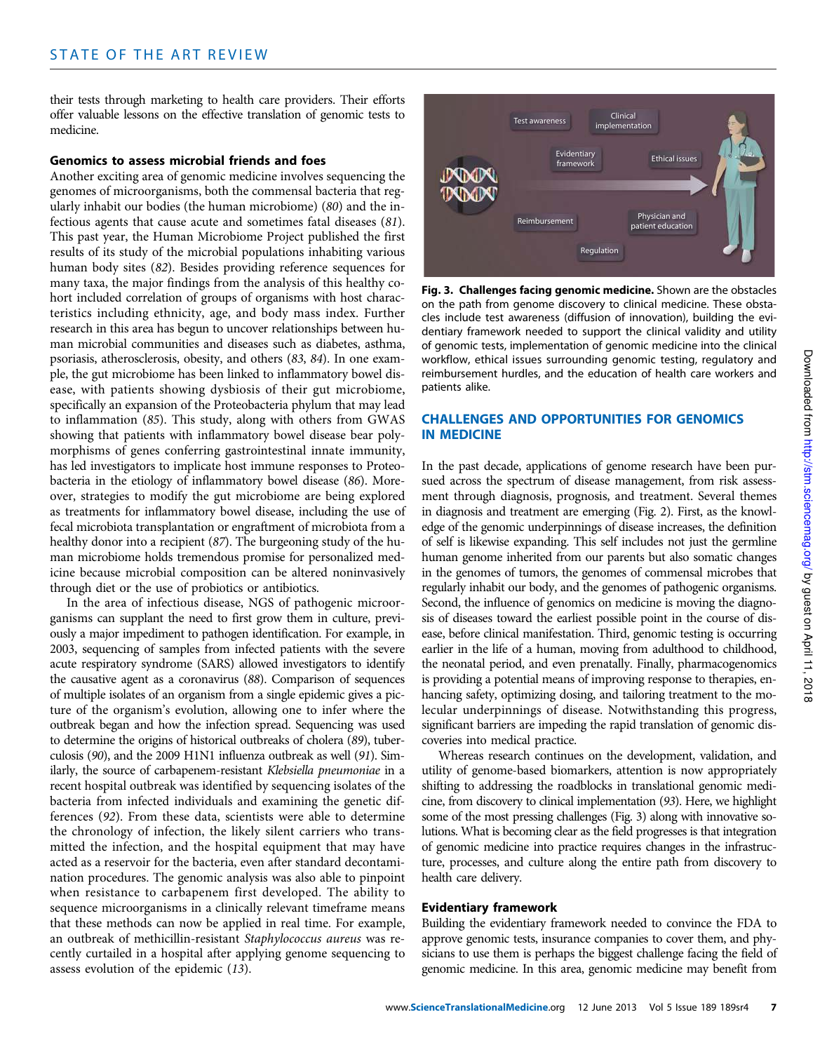their tests through marketing to health care providers. Their efforts offer valuable lessons on the effective translation of genomic tests to medicine.

### Genomics to assess microbial friends and foes

Another exciting area of genomic medicine involves sequencing the genomes of microorganisms, both the commensal bacteria that regularly inhabit our bodies (the human microbiome) (80) and the infectious agents that cause acute and sometimes fatal diseases (81). This past year, the Human Microbiome Project published the first results of its study of the microbial populations inhabiting various human body sites (82). Besides providing reference sequences for many taxa, the major findings from the analysis of this healthy cohort included correlation of groups of organisms with host characteristics including ethnicity, age, and body mass index. Further research in this area has begun to uncover relationships between human microbial communities and diseases such as diabetes, asthma, psoriasis, atherosclerosis, obesity, and others (83, 84). In one example, the gut microbiome has been linked to inflammatory bowel disease, with patients showing dysbiosis of their gut microbiome, specifically an expansion of the Proteobacteria phylum that may lead to inflammation (85). This study, along with others from GWAS showing that patients with inflammatory bowel disease bear polymorphisms of genes conferring gastrointestinal innate immunity, has led investigators to implicate host immune responses to Proteobacteria in the etiology of inflammatory bowel disease (86). Moreover, strategies to modify the gut microbiome are being explored as treatments for inflammatory bowel disease, including the use of fecal microbiota transplantation or engraftment of microbiota from a healthy donor into a recipient (87). The burgeoning study of the human microbiome holds tremendous promise for personalized medicine because microbial composition can be altered noninvasively through diet or the use of probiotics or antibiotics.

In the area of infectious disease, NGS of pathogenic microorganisms can supplant the need to first grow them in culture, previously a major impediment to pathogen identification. For example, in 2003, sequencing of samples from infected patients with the severe acute respiratory syndrome (SARS) allowed investigators to identify the causative agent as a coronavirus (88). Comparison of sequences of multiple isolates of an organism from a single epidemic gives a picture of the organism's evolution, allowing one to infer where the outbreak began and how the infection spread. Sequencing was used to determine the origins of historical outbreaks of cholera (89), tuberculosis (90), and the 2009 H1N1 influenza outbreak as well (91). Similarly, the source of carbapenem-resistant *Klebsiella pneumoniae* in a recent hospital outbreak was identified by sequencing isolates of the bacteria from infected individuals and examining the genetic differences (92). From these data, scientists were able to determine the chronology of infection, the likely silent carriers who transmitted the infection, and the hospital equipment that may have acted as a reservoir for the bacteria, even after standard decontamination procedures. The genomic analysis was also able to pinpoint when resistance to carbapenem first developed. The ability to sequence microorganisms in a clinically relevant timeframe means that these methods can now be applied in real time. For example, an outbreak of methicillin-resistant *Staphylococcus aureus* was recently curtailed in a hospital after applying genome sequencing to assess evolution of the epidemic (13).

Test awareness

Clinical implementation

Evidentiary framework

Ethical issues

Reimbursement

Physician and patient education

Regulation

**Fig. 3. Challenges facing genomic medicine.** Shown are the obstacles on the path from genome discovery to clinical medicine. These obstacles include test awareness (diffusion of innovation), building the evidentiary framework needed to support the clinical validity and utility of genomic tests, implementation of genomic medicine into the clinical workflow, ethical issues surrounding genomic testing, regulatory and reimbursement hurdles, and the education of health care workers and patients alike.

## CHALLENGES AND OPPORTUNITIES FOR GENOMICS IN MEDICINE

In the past decade, applications of genome research have been pursued across the spectrum of disease management, from risk assessment through diagnosis, prognosis, and treatment. Several themes in diagnosis and treatment are emerging (Fig. 2). First, as the knowledge of the genomic underpinnings of disease increases, the definition of self is likewise expanding. This self includes not just the germline human genome inherited from our parents but also somatic changes in the genomes of tumors, the genomes of commensal microbes that regularly inhabit our body, and the genomes of pathogenic organisms. Second, the influence of genomics on medicine is moving the diagnosis of diseases toward the earliest possible point in the course of disease, before clinical manifestation. Third, genomic testing is occurring earlier in the life of a human, moving from adulthood to childhood, the neonatal period, and even prenatally. Finally, pharmacogenomics is providing a potential means of improving response to therapies, enhancing safety, optimizing dosing, and tailoring treatment to the molecular underpinnings of disease. Notwithstanding this progress, significant barriers are impeding the rapid translation of genomic discoveries into medical practice.

Whereas research continues on the development, validation, and utility of genome-based biomarkers, attention is now appropriately shifting to addressing the roadblocks in translational genomic medicine, from discovery to clinical implementation (93). Here, we highlight some of the most pressing challenges (Fig. 3) along with innovative solutions. What is becoming clear as the field progresses is that integration of genomic medicine into practice requires changes in the infrastructure, processes, and culture along the entire path from discovery to health care delivery.

### Evidentiary framework

Building the evidentiary framework needed to convince the FDA to approve genomic tests, insurance companies to cover them, and physicians to use them is perhaps the biggest challenge facing the field of genomic medicine. In this area, genomic medicine may benefit from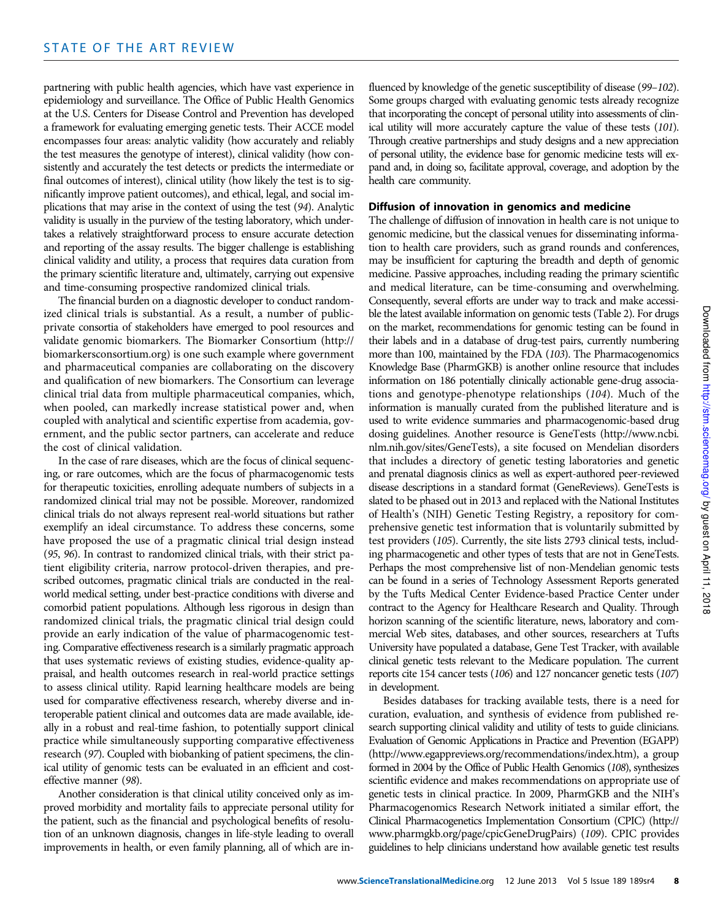partnering with public health agencies, which have vast experience in epidemiology and surveillance. The Office of Public Health Genomics at the U.S. Centers for Disease Control and Prevention has developed a framework for evaluating emerging genetic tests. Their ACCE model encompasses four areas: analytic validity (how accurately and reliably the test measures the genotype of interest), clinical validity (how consistently and accurately the test detects or predicts the intermediate or final outcomes of interest), clinical utility (how likely the test is to significantly improve patient outcomes), and ethical, legal, and social implications that may arise in the context of using the test (94). Analytic validity is usually in the purview of the testing laboratory, which undertakes a relatively straightforward process to ensure accurate detection and reporting of the assay results. The bigger challenge is establishing clinical validity and utility, a process that requires data curation from the primary scientific literature and, ultimately, carrying out expensive and time-consuming prospective randomized clinical trials.

The financial burden on a diagnostic developer to conduct randomized clinical trials is substantial. As a result, a number of public-private consortia of stakeholders have emerged to pool resources and validate genomic biomarkers. The Biomarker Consortium (http://biomarkersconsortium.org) is one such example where government and pharmaceutical companies are collaborating on the discovery and qualification of new biomarkers. The Consortium can leverage clinical trial data from multiple pharmaceutical companies, which, when pooled, can markedly increase statistical power and, when coupled with analytical and scientific expertise from academia, government, and the public sector partners, can accelerate and reduce the cost of clinical validation.

In the case of rare diseases, which are the focus of clinical sequencing, or rare outcomes, which are the focus of pharmacogenomic tests for therapeutic toxicities, enrolling adequate numbers of subjects in a randomized clinical trial may not be possible. Moreover, randomized clinical trials do not always represent real-world situations but rather exemplify an ideal circumstance. To address these concerns, some have proposed the use of a pragmatic clinical trial design instead (95, 96). In contrast to randomized clinical trials, with their strict patient eligibility criteria, narrow protocol-driven therapies, and prescribed outcomes, pragmatic clinical trials are conducted in the real-world medical setting, under best-practice conditions with diverse and comorbid patient populations. Although less rigorous in design than randomized clinical trials, the pragmatic clinical trial design could provide an early indication of the value of pharmacogenomic testing. Comparative effectiveness research is a similarly pragmatic approach that uses systematic reviews of existing studies, evidence-quality appraisal, and health outcomes research in real-world practice settings to assess clinical utility. Rapid learning healthcare models are being used for comparative effectiveness research, whereby diverse and interoperable patient clinical and outcomes data are made available, ideally in a robust and real-time fashion, to potentially support clinical practice while simultaneously supporting comparative effectiveness research (97). Coupled with biobanking of patient specimens, the clinical utility of genomic tests can be evaluated in an efficient and cost-effective manner (98).

Another consideration is that clinical utility conceived only as improved morbidity and mortality fails to appreciate personal utility for the patient, such as the financial and psychological benefits of resolution of an unknown diagnosis, changes in life-style leading to overall improvements in health, or even family planning, all of which are influenced by knowledge of the genetic susceptibility of disease (99–102). Some groups charged with evaluating genomic tests already recognize that incorporating the concept of personal utility into assessments of clinical utility will more accurately capture the value of these tests (101). Through creative partnerships and study designs and a new appreciation of personal utility, the evidence base for genomic medicine tests will expand and, in doing so, facilitate approval, coverage, and adoption by the health care community.

### Diffusion of innovation in genomics and medicine

The challenge of diffusion of innovation in health care is not unique to genomic medicine, but the classical venues for disseminating information to health care providers, such as grand rounds and conferences, may be insufficient for capturing the breadth and depth of genomic medicine. Passive approaches, including reading the primary scientific and medical literature, can be time-consuming and overwhelming. Consequently, several efforts are under way to track and make accessible the latest available information on genomic tests (Table 2). For drugs on the market, recommendations for genomic testing can be found in their labels and in a database of drug-test pairs, currently numbering more than 100, maintained by the FDA (103). The Pharmacogenomics Knowledge Base (PharmGKB) is another online resource that includes information on 186 potentially clinically actionable gene-drug associations and genotype-phenotype relationships (104). Much of the information is manually curated from the published literature and is used to write evidence summaries and pharmacogenomic-based drug dosing guidelines. Another resource is GeneTests (http://www.ncbi.nlm.nih.gov/sites/GeneTests), a site focused on Mendelian disorders that includes a directory of genetic testing laboratories and genetic and prenatal diagnosis clinics as well as expert-authored peer-reviewed disease descriptions in a standard format (GeneReviews). GeneTests is slated to be phased out in 2013 and replaced with the National Institutes of Health's (NIH) Genetic Testing Registry, a repository for comprehensive genetic test information that is voluntarily submitted by test providers (105). Currently, the site lists 2793 clinical tests, including pharmacogenetic and other types of tests that are not in GeneTests. Perhaps the most comprehensive list of non-Mendelian genomic tests can be found in a series of Technology Assessment Reports generated by the Tufts Medical Center Evidence-based Practice Center under contract to the Agency for Healthcare Research and Quality. Through horizon scanning of the scientific literature, news, laboratory and commercial Web sites, databases, and other sources, researchers at Tufts University have populated a database, Gene Test Tracker, with available clinical genetic tests relevant to the Medicare population. The current reports cite 154 cancer tests (106) and 127 noncancer genetic tests (107) in development.

Besides databases for tracking available tests, there is a need for curation, evaluation, and synthesis of evidence from published research supporting clinical validity and utility of tests to guide clinicians. Evaluation of Genomic Applications in Practice and Prevention (EGAPP) (http://www.egappreviews.org/recommendations/index.htm), a group formed in 2004 by the Office of Public Health Genomics (108), synthesizes scientific evidence and makes recommendations on appropriate use of genetic tests in clinical practice. In 2009, PharmGKB and the NIH's Pharmacogenomics Research Network initiated a similar effort, the Clinical Pharmacogenetics Implementation Consortium (CPIC) (http://www.pharmgkb.org/page/cpicGeneDrugPairs) (109). CPIC provides guidelines to help clinicians understand how available genetic test results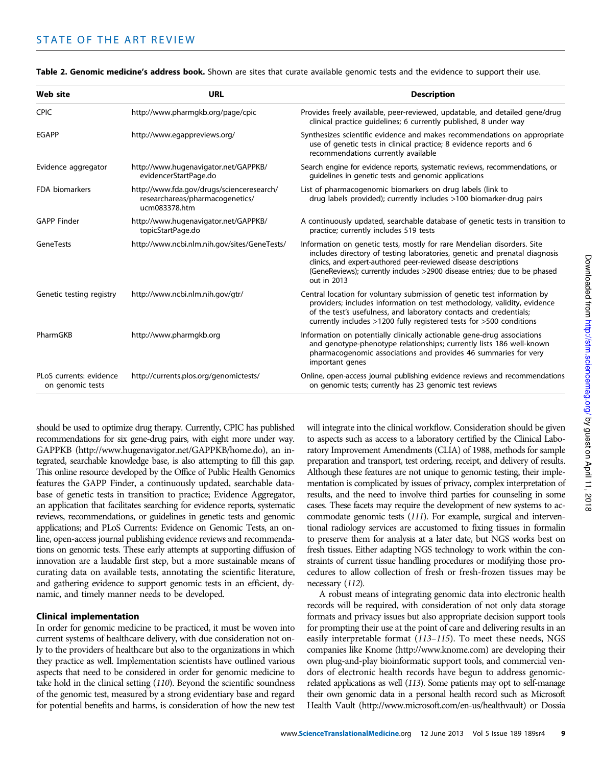**Table 2. Genomic medicine's address book.** Shown are sites that curate available genomic tests and the evidence to support their use.

| Web site | URL | Description |
| --- | --- | --- |
| CPIC | http://www.pharmgkb.org/page/cpic | Provides freely available, peer-reviewed, updatable, and detailed gene/drug clinical practice guidelines; 6 currently published, 8 under way |
| EGAPP | http://www.egappreviews.org/ | Synthesizes scientific evidence and makes recommendations on appropriate use of genetic tests in clinical practice; 8 evidence reports and 6 recommendations currently available |
| Evidence aggregator | http://www.hugenavigator.net/GAPPKB/evidencerStartPage.do | Search engine for evidence reports, systematic reviews, recommendations, or guidelines in genetic tests and genomic applications |
| FDA biomarkers | http://www.fda.gov/drugs/scienceresearch/researchareas/pharmacogenetics/ucm083378.htm | List of pharmacogenomic biomarkers on drug labels (link to drug labels provided); currently includes >100 biomarker-drug pairs |
| GAPP Finder | http://www.hugenavigator.net/GAPPKB/topicStartPage.do | A continuously updated, searchable database of genetic tests in transition to practice; currently includes 519 tests |
| GeneTests | http://www.ncbi.nlm.nih.gov/sites/GeneTests/ | Information on genetic tests, mostly for rare Mendelian disorders. Site includes directory of testing laboratories, genetic and prenatal diagnosis clinics, and expert-authored peer-reviewed disease descriptions (GeneReviews); currently includes >2900 disease entries; due to be phased out in 2013 |
| Genetic testing registry | http://www.ncbi.nlm.nih.gov/gtr/ | Central location for voluntary submission of genetic test information by providers; includes information on test methodology, validity, evidence of the test's usefulness, and laboratory contacts and credentials; currently includes >1200 fully registered tests for >500 conditions |
| PharmGKB | http://www.pharmgkb.org | Information on potentially clinically actionable gene-drug associations and genotype-phenotype relationships; currently lists 186 well-known pharmacogenomic associations and provides 46 summaries for very important genes |
| PLoS currents: evidence on genomic tests | http://currents.plos.org/genomictests/ | Online, open-access journal publishing evidence reviews and recommendations on genomic tests; currently has 23 genomic test reviews |

should be used to optimize drug therapy. Currently, CPIC has published recommendations for six gene-drug pairs, with eight more under way. GAPPKB (http://www.hugenavigator.net/GAPPKB/home.do), an integrated, searchable knowledge base, is also attempting to fill this gap. This online resource developed by the Office of Public Health Genomics features the GAPP Finder, a continuously updated, searchable database of genetic tests in transition to practice; Evidence Aggregator, an application that facilitates searching for evidence reports, systematic reviews, recommendations, or guidelines in genetic tests and genomic applications; and PLoS Currents: Evidence on Genomic Tests, an online, open-access journal publishing evidence reviews and recommendations on genomic tests. These early attempts at supporting diffusion of innovation are a laudable first step, but a more sustainable means of curating data on available tests, annotating the scientific literature, and gathering evidence to support genomic tests in an efficient, dynamic, and timely manner needs to be developed.

### Clinical implementation

In order for genomic medicine to be practiced, it must be woven into current systems of healthcare delivery, with due consideration not only to the providers of healthcare but also to the organizations in which they practice as well. Implementation scientists have outlined various aspects that need to be considered in order for genomic medicine to take hold in the clinical setting (*110*). Beyond the scientific soundness of the genomic test, measured by a strong evidentiary base and regard for potential benefits and harms, is consideration of how the new test will integrate into the clinical workflow. Consideration should be given to aspects such as access to a laboratory certified by the Clinical Laboratory Improvement Amendments (CLIA) of 1988, methods for sample preparation and transport, test ordering, receipt, and delivery of results. Although these features are not unique to genomic testing, their implementation is complicated by issues of privacy, complex interpretation of results, and the need to involve third parties for counseling in some cases. These facets may require the development of new systems to accommodate genomic tests (*111*). For example, surgical and interventional radiology services are accustomed to fixing tissues in formalin to preserve them for analysis at a later date, but NGS works best on fresh tissues. Either adapting NGS technology to work within the constraints of current tissue handling procedures or modifying those procedures to allow collection of fresh or fresh-frozen tissues may be necessary (*112*).

A robust means of integrating genomic data into electronic health records will be required, with consideration of not only data storage formats and privacy issues but also appropriate decision support tools for prompting their use at the point of care and delivering results in an easily interpretable format (*113*–*115*). To meet these needs, NGS companies like Knome (http://www.knome.com) are developing their own plug-and-play bioinformatic support tools, and commercial vendors of electronic health records have begun to address genomic-related applications as well (*113*). Some patients may opt to self-manage their own genomic data in a personal health record such as Microsoft Health Vault (http://www.microsoft.com/en-us/healthvault) or Dossia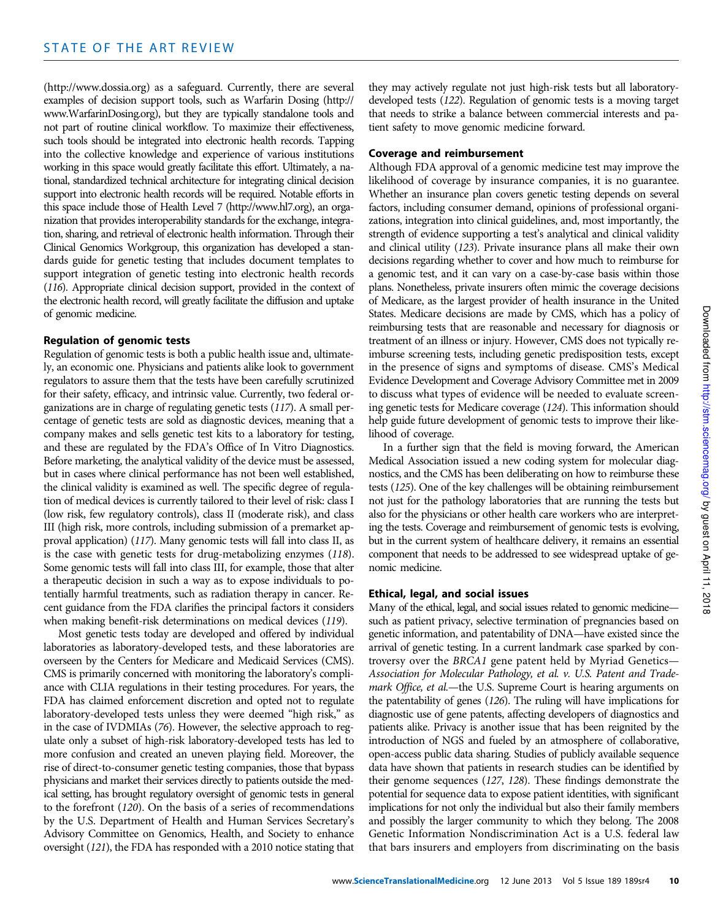(http://www.dossia.org) as a safeguard. Currently, there are several examples of decision support tools, such as Warfarin Dosing (http://www.WarfarinDosing.org), but they are typically standalone tools and not part of routine clinical workflow. To maximize their effectiveness, such tools should be integrated into electronic health records. Tapping into the collective knowledge and experience of various institutions working in this space would greatly facilitate this effort. Ultimately, a national, standardized technical architecture for integrating clinical decision support into electronic health records will be required. Notable efforts in this space include those of Health Level 7 (http://www.hl7.org), an organization that provides interoperability standards for the exchange, integration, sharing, and retrieval of electronic health information. Through their Clinical Genomics Workgroup, this organization has developed a standards guide for genetic testing that includes document templates to support integration of genetic testing into electronic health records (*116*). Appropriate clinical decision support, provided in the context of the electronic health record, will greatly facilitate the diffusion and uptake of genomic medicine.

### Regulation of genomic tests

Regulation of genomic tests is both a public health issue and, ultimately, an economic one. Physicians and patients alike look to government regulators to assure them that the tests have been carefully scrutinized for their safety, efficacy, and intrinsic value. Currently, two federal organizations are in charge of regulating genetic tests (*117*). A small percentage of genetic tests are sold as diagnostic devices, meaning that a company makes and sells genetic test kits to a laboratory for testing, and these are regulated by the FDA's Office of In Vitro Diagnostics. Before marketing, the analytical validity of the device must be assessed, but in cases where clinical performance has not been well established, the clinical validity is examined as well. The specific degree of regulation of medical devices is currently tailored to their level of risk: class I (low risk, few regulatory controls), class II (moderate risk), and class III (high risk, more controls, including submission of a premarket approval application) (*117*). Many genomic tests will fall into class II, as is the case with genetic tests for drug-metabolizing enzymes (*118*). Some genomic tests will fall into class III, for example, those that alter a therapeutic decision in such a way as to expose individuals to potentially harmful treatments, such as radiation therapy in cancer. Recent guidance from the FDA clarifies the principal factors it considers when making benefit-risk determinations on medical devices (*119*).

Most genetic tests today are developed and offered by individual laboratories as laboratory-developed tests, and these laboratories are overseen by the Centers for Medicare and Medicaid Services (CMS). CMS is primarily concerned with monitoring the laboratory's compliance with CLIA regulations in their testing procedures. For years, the FDA has claimed enforcement discretion and opted not to regulate laboratory-developed tests unless they were deemed "high risk," as in the case of IVDMIAs (*76*). However, the selective approach to regulate only a subset of high-risk laboratory-developed tests has led to more confusion and created an uneven playing field. Moreover, the rise of direct-to-consumer genetic testing companies, those that bypass physicians and market their services directly to patients outside the medical setting, has brought regulatory oversight of genomic tests in general to the forefront (*120*). On the basis of a series of recommendations by the U.S. Department of Health and Human Services Secretary's Advisory Committee on Genomics, Health, and Society to enhance oversight (*121*), the FDA has responded with a 2010 notice stating that they may actively regulate not just high-risk tests but all laboratory-developed tests (*122*). Regulation of genomic tests is a moving target that needs to strike a balance between commercial interests and patient safety to move genomic medicine forward.

### Coverage and reimbursement

Although FDA approval of a genomic medicine test may improve the likelihood of coverage by insurance companies, it is no guarantee. Whether an insurance plan covers genetic testing depends on several factors, including consumer demand, opinions of professional organizations, integration into clinical guidelines, and, most importantly, the strength of evidence supporting a test's analytical and clinical validity and clinical utility (*123*). Private insurance plans all make their own decisions regarding whether to cover and how much to reimburse for a genomic test, and it can vary on a case-by-case basis within those plans. Nonetheless, private insurers often mimic the coverage decisions of Medicare, as the largest provider of health insurance in the United States. Medicare decisions are made by CMS, which has a policy of reimbursing tests that are reasonable and necessary for diagnosis or treatment of an illness or injury. However, CMS does not typically reimburse screening tests, including genetic predisposition tests, except in the presence of signs and symptoms of disease. CMS's Medical Evidence Development and Coverage Advisory Committee met in 2009 to discuss what types of evidence will be needed to evaluate screening genetic tests for Medicare coverage (*124*). This information should help guide future development of genomic tests to improve their likelihood of coverage.

In a further sign that the field is moving forward, the American Medical Association issued a new coding system for molecular diagnostics, and the CMS has been deliberating on how to reimburse these tests (*125*). One of the key challenges will be obtaining reimbursement not just for the pathology laboratories that are running the tests but also for the physicians or other health care workers who are interpreting the tests. Coverage and reimbursement of genomic tests is evolving, but in the current system of healthcare delivery, it remains an essential component that needs to be addressed to see widespread uptake of genomic medicine.

### Ethical, legal, and social issues

Many of the ethical, legal, and social issues related to genomic medicine—such as patient privacy, selective termination of pregnancies based on genetic information, and patentability of DNA—have existed since the arrival of genetic testing. In a current landmark case sparked by controversy over the *BRCA1* gene patent held by Myriad Genetics—*Association for Molecular Pathology, et al. v. U.S. Patent and Trademark Office, et al.*—the U.S. Supreme Court is hearing arguments on the patentability of genes (*126*). The ruling will have implications for diagnostic use of gene patents, affecting developers of diagnostics and patients alike. Privacy is another issue that has been reignited by the introduction of NGS and fueled by an atmosphere of collaborative, open-access public data sharing. Studies of publicly available sequence data have shown that patients in research studies can be identified by their genome sequences (*127*, *128*). These findings demonstrate the potential for sequence data to expose patient identities, with significant implications for not only the individual but also their family members and possibly the larger community to which they belong. The 2008 Genetic Information Nondiscrimination Act is a U.S. federal law that bars insurers and employers from discriminating on the basis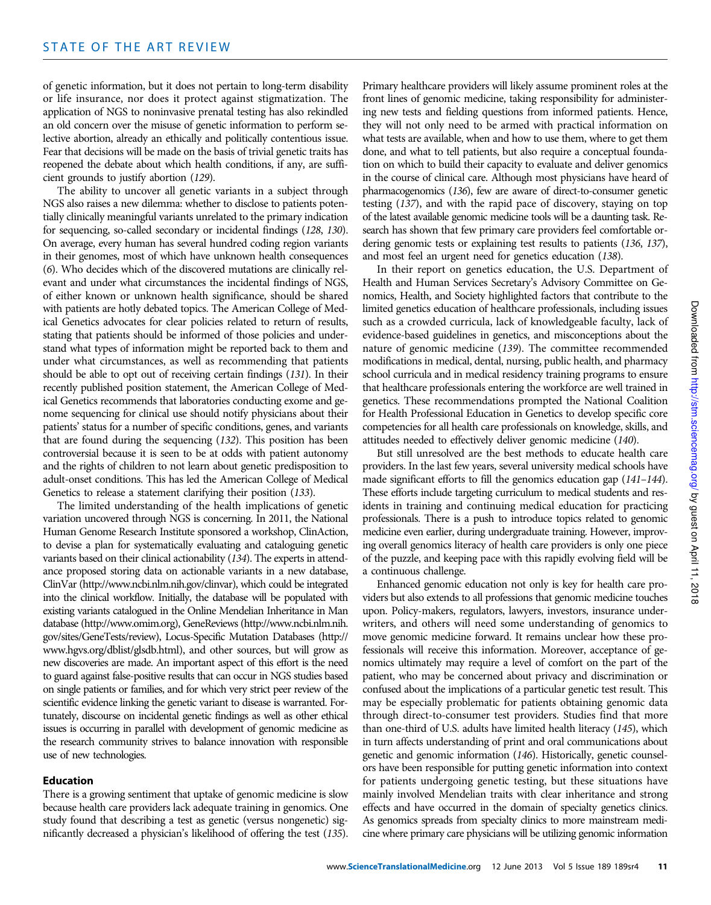of genetic information, but it does not pertain to long-term disability or life insurance, nor does it protect against stigmatization. The application of NGS to noninvasive prenatal testing has also rekindled an old concern over the misuse of genetic information to perform selective abortion, already an ethically and politically contentious issue. Fear that decisions will be made on the basis of trivial genetic traits has reopened the debate about which health conditions, if any, are sufficient grounds to justify abortion (*129*).

The ability to uncover all genetic variants in a subject through NGS also raises a new dilemma: whether to disclose to patients potentially clinically meaningful variants unrelated to the primary indication for sequencing, so-called secondary or incidental findings (*128*, *130*). On average, every human has several hundred coding region variants in their genomes, most of which have unknown health consequences (*6*). Who decides which of the discovered mutations are clinically relevant and under what circumstances the incidental findings of NGS, of either known or unknown health significance, should be shared with patients are hotly debated topics. The American College of Medical Genetics advocates for clear policies related to return of results, stating that patients should be informed of those policies and understand what types of information might be reported back to them and under what circumstances, as well as recommending that patients should be able to opt out of receiving certain findings (*131*). In their recently published position statement, the American College of Medical Genetics recommends that laboratories conducting exome and genome sequencing for clinical use should notify physicians about their patients' status for a number of specific conditions, genes, and variants that are found during the sequencing (*132*). This position has been controversial because it is seen to be at odds with patient autonomy and the rights of children to not learn about genetic predisposition to adult-onset conditions. This has led the American College of Medical Genetics to release a statement clarifying their position (*133*).

The limited understanding of the health implications of genetic variation uncovered through NGS is concerning. In 2011, the National Human Genome Research Institute sponsored a workshop, ClinAction, to devise a plan for systematically evaluating and cataloguing genetic variants based on their clinical actionability (*134*). The experts in attendance proposed storing data on actionable variants in a new database, ClinVar (http://www.ncbi.nlm.nih.gov/clinvar), which could be integrated into the clinical workflow. Initially, the database will be populated with existing variants catalogued in the Online Mendelian Inheritance in Man database (http://www.omim.org), GeneReviews (http://www.ncbi.nlm.nih.gov/sites/GeneTests/review), Locus-Specific Mutation Databases (http://www.hgvs.org/dblist/glsdb.html), and other sources, but will grow as new discoveries are made. An important aspect of this effort is the need to guard against false-positive results that can occur in NGS studies based on single patients or families, and for which very strict peer review of the scientific evidence linking the genetic variant to disease is warranted. Fortunately, discourse on incidental genetic findings as well as other ethical issues is occurring in parallel with development of genomic medicine as the research community strives to balance innovation with responsible use of new technologies.

### Education

There is a growing sentiment that uptake of genomic medicine is slow because health care providers lack adequate training in genomics. One study found that describing a test as genetic (versus nongenetic) significantly decreased a physician's likelihood of offering the test (*135*). Primary healthcare providers will likely assume prominent roles at the front lines of genomic medicine, taking responsibility for administering new tests and fielding questions from informed patients. Hence, they will not only need to be armed with practical information on what tests are available, when and how to use them, where to get them done, and what to tell patients, but also require a conceptual foundation on which to build their capacity to evaluate and deliver genomics in the course of clinical care. Although most physicians have heard of pharmacogenomics (*136*), few are aware of direct-to-consumer genetic testing (*137*), and with the rapid pace of discovery, staying on top of the latest available genomic medicine tools will be a daunting task. Research has shown that few primary care providers feel comfortable ordering genomic tests or explaining test results to patients (*136*, *137*), and most feel an urgent need for genetics education (*138*).

In their report on genetics education, the U.S. Department of Health and Human Services Secretary's Advisory Committee on Genomics, Health, and Society highlighted factors that contribute to the limited genetics education of healthcare professionals, including issues such as a crowded curricula, lack of knowledgeable faculty, lack of evidence-based guidelines in genetics, and misconceptions about the nature of genomic medicine (*139*). The committee recommended modifications in medical, dental, nursing, public health, and pharmacy school curricula and in medical residency training programs to ensure that healthcare professionals entering the workforce are well trained in genetics. These recommendations prompted the National Coalition for Health Professional Education in Genetics to develop specific core competencies for all health care professionals on knowledge, skills, and attitudes needed to effectively deliver genomic medicine (*140*).

But still unresolved are the best methods to educate health care providers. In the last few years, several university medical schools have made significant efforts to fill the genomics education gap (*141*–*144*). These efforts include targeting curriculum to medical students and residents in training and continuing medical education for practicing professionals. There is a push to introduce topics related to genomic medicine even earlier, during undergraduate training. However, improving overall genomics literacy of health care providers is only one piece of the puzzle, and keeping pace with this rapidly evolving field will be a continuous challenge.

Enhanced genomic education not only is key for health care providers but also extends to all professions that genomic medicine touches upon. Policy-makers, regulators, lawyers, investors, insurance underwriters, and others will need some understanding of genomics to move genomic medicine forward. It remains unclear how these professionals will receive this information. Moreover, acceptance of genomics ultimately may require a level of comfort on the part of the patient, who may be concerned about privacy and discrimination or confused about the implications of a particular genetic test result. This may be especially problematic for patients obtaining genomic data through direct-to-consumer test providers. Studies find that more than one-third of U.S. adults have limited health literacy (*145*), which in turn affects understanding of print and oral communications about genetic and genomic information (*146*). Historically, genetic counselors have been responsible for putting genetic information into context for patients undergoing genetic testing, but these situations have mainly involved Mendelian traits with clear inheritance and strong effects and have occurred in the domain of specialty genetics clinics. As genomics spreads from specialty clinics to more mainstream medicine where primary care physicians will be utilizing genomic information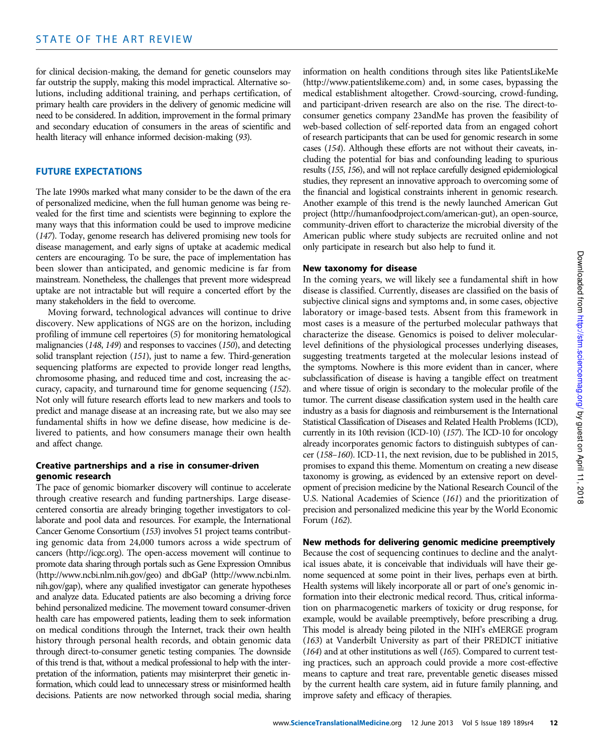for clinical decision-making, the demand for genetic counselors may far outstrip the supply, making this model impractical. Alternative solutions, including additional training, and perhaps certification, of primary health care providers in the delivery of genomic medicine will need to be considered. In addition, improvement in the formal primary and secondary education of consumers in the areas of scientific and health literacy will enhance informed decision-making (*93*).

## FUTURE EXPECTATIONS

The late 1990s marked what many consider to be the dawn of the era of personalized medicine, when the full human genome was being revealed for the first time and scientists were beginning to explore the many ways that this information could be used to improve medicine (*147*). Today, genome research has delivered promising new tools for disease management, and early signs of uptake at academic medical centers are encouraging. To be sure, the pace of implementation has been slower than anticipated, and genomic medicine is far from mainstream. Nonetheless, the challenges that prevent more widespread uptake are not intractable but will require a concerted effort by the many stakeholders in the field to overcome.

Moving forward, technological advances will continue to drive discovery. New applications of NGS are on the horizon, including profiling of immune cell repertoires (*5*) for monitoring hematological malignancies (*148*, *149*) and responses to vaccines (*150*), and detecting solid transplant rejection (*151*), just to name a few. Third-generation sequencing platforms are expected to provide longer read lengths, chromosome phasing, and reduced time and cost, increasing the accuracy, capacity, and turnaround time for genome sequencing (*152*). Not only will future research efforts lead to new markers and tools to predict and manage disease at an increasing rate, but we also may see fundamental shifts in how we define disease, how medicine is delivered to patients, and how consumers manage their own health and affect change.

### Creative partnerships and a rise in consumer-driven genomic research

The pace of genomic biomarker discovery will continue to accelerate through creative research and funding partnerships. Large disease-centered consortia are already bringing together investigators to collaborate and pool data and resources. For example, the International Cancer Genome Consortium (*153*) involves 51 project teams contributing genomic data from 24,000 tumors across a wide spectrum of cancers (http://icgc.org). The open-access movement will continue to promote data sharing through portals such as Gene Expression Omnibus (http://www.ncbi.nlm.nih.gov/geo) and dbGaP (http://www.ncbi.nlm.nih.gov/gap), where any qualified investigator can generate hypotheses and analyze data. Educated patients are also becoming a driving force behind personalized medicine. The movement toward consumer-driven health care has empowered patients, leading them to seek information on medical conditions through the Internet, track their own health history through personal health records, and obtain genomic data through direct-to-consumer genetic testing companies. The downside of this trend is that, without a medical professional to help with the interpretation of the information, patients may misinterpret their genetic information, which could lead to unnecessary stress or misinformed health decisions. Patients are now networked through social media, sharing information on health conditions through sites like PatientsLikeMe (http://www.patientslikeme.com) and, in some cases, bypassing the medical establishment altogether. Crowd-sourcing, crowd-funding, and participant-driven research are also on the rise. The direct-to-consumer genetics company 23andMe has proven the feasibility of web-based collection of self-reported data from an engaged cohort of research participants that can be used for genomic research in some cases (*154*). Although these efforts are not without their caveats, including the potential for bias and confounding leading to spurious results (*155*, *156*), and will not replace carefully designed epidemiological studies, they represent an innovative approach to overcoming some of the financial and logistical constraints inherent in genomic research. Another example of this trend is the newly launched American Gut project (http://humanfoodproject.com/american-gut), an open-source, community-driven effort to characterize the microbial diversity of the American public where study subjects are recruited online and not only participate in research but also help to fund it.

### New taxonomy for disease

In the coming years, we will likely see a fundamental shift in how disease is classified. Currently, diseases are classified on the basis of subjective clinical signs and symptoms and, in some cases, objective laboratory or image-based tests. Absent from this framework in most cases is a measure of the perturbed molecular pathways that characterize the disease. Genomics is poised to deliver molecular-level definitions of the physiological processes underlying diseases, suggesting treatments targeted at the molecular lesions instead of the symptoms. Nowhere is this more evident than in cancer, where subclassification of disease is having a tangible effect on treatment and where tissue of origin is secondary to the molecular profile of the tumor. The current disease classification system used in the health care industry as a basis for diagnosis and reimbursement is the International Statistical Classification of Diseases and Related Health Problems (ICD), currently in its 10th revision (ICD-10) (*157*). The ICD-10 for oncology already incorporates genomic factors to distinguish subtypes of cancer (*158*–*160*). ICD-11, the next revision, due to be published in 2015, promises to expand this theme. Momentum on creating a new disease taxonomy is growing, as evidenced by an extensive report on development of precision medicine by the National Research Council of the U.S. National Academies of Science (*161*) and the prioritization of precision and personalized medicine this year by the World Economic Forum (*162*).

### New methods for delivering genomic medicine preemptively

Because the cost of sequencing continues to decline and the analytical issues abate, it is conceivable that individuals will have their genome sequenced at some point in their lives, perhaps even at birth. Health systems will likely incorporate all or part of one's genomic information into their electronic medical record. Thus, critical information on pharmacogenetic markers of toxicity or drug response, for example, would be available preemptively, before prescribing a drug. This model is already being piloted in the NIH's eMERGE program (*163*) at Vanderbilt University as part of their PREDICT initiative (*164*) and at other institutions as well (*165*). Compared to current testing practices, such an approach could provide a more cost-effective means to capture and treat rare, preventable genetic diseases missed by the current health care system, aid in future family planning, and improve safety and efficacy of therapies.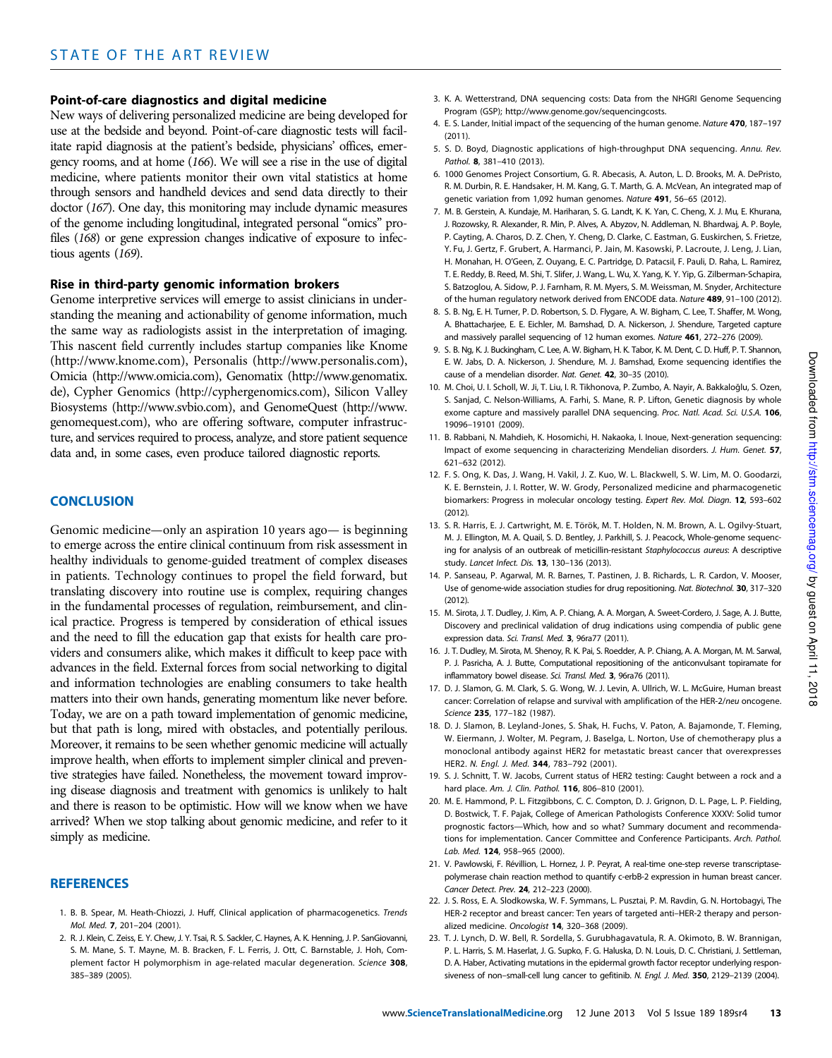### Point-of-care diagnostics and digital medicine

New ways of delivering personalized medicine are being developed for use at the bedside and beyond. Point-of-care diagnostic tests will facilitate rapid diagnosis at the patient's bedside, physicians' offices, emergency rooms, and at home (*166*). We will see a rise in the use of digital medicine, where patients monitor their own vital statistics at home through sensors and handheld devices and send data directly to their doctor (*167*). One day, this monitoring may include dynamic measures of the genome including longitudinal, integrated personal "omics" profiles (*168*) or gene expression changes indicative of exposure to infectious agents (*169*).

### Rise in third-party genomic information brokers

Genome interpretive services will emerge to assist clinicians in understanding the meaning and actionability of genome information, much the same way as radiologists assist in the interpretation of imaging. This nascent field currently includes startup companies like Knome (http://www.knome.com), Personalis (http://www.personalis.com), Omicia (http://www.omicia.com), Genomatix (http://www.genomatix.de), Cypher Genomics (http://cyphergenomics.com), Silicon Valley Biosystems (http://www.svbio.com), and GenomeQuest (http://www.genomequest.com), who are offering software, computer infrastructure, and services required to process, analyze, and store patient sequence data and, in some cases, even produce tailored diagnostic reports.

## CONCLUSION

Genomic medicine—only an aspiration 10 years ago— is beginning to emerge across the entire clinical continuum from risk assessment in healthy individuals to genome-guided treatment of complex diseases in patients. Technology continues to propel the field forward, but translating discovery into routine use is complex, requiring changes in the fundamental processes of regulation, reimbursement, and clinical practice. Progress is tempered by consideration of ethical issues and the need to fill the education gap that exists for health care providers and consumers alike, which makes it difficult to keep pace with advances in the field. External forces from social networking to digital and information technologies are enabling consumers to take health matters into their own hands, generating momentum like never before. Today, we are on a path toward implementation of genomic medicine, but that path is long, mired with obstacles, and potentially perilous. Moreover, it remains to be seen whether genomic medicine will actually improve health, when efforts to implement simpler clinical and preventive strategies have failed. Nonetheless, the movement toward improving disease diagnosis and treatment with genomics is unlikely to halt and there is reason to be optimistic. How will we know when we have arrived? When we stop talking about genomic medicine, and refer to it simply as medicine.

## REFERENCES

1. B. B. Spear, M. Heath-Chiozzi, J. Huff, Clinical application of pharmacogenetics. *Trends Mol. Med.* **7**, 201–204 (2001).
2. R. J. Klein, C. Zeiss, E. Y. Chew, J. Y. Tsai, R. S. Sackler, C. Haynes, A. K. Henning, J. P. SanGiovanni, S. M. Mane, S. T. Mayne, M. B. Bracken, F. L. Ferris, J. Ott, C. Barnstable, J. Hoh, Complement factor H polymorphism in age-related macular degeneration. *Science* **308**, 385–389 (2005).
3. K. A. Wetterstrand, DNA sequencing costs: Data from the NHGRI Genome Sequencing Program (GSP); http://www.genome.gov/sequencingcosts.
4. E. S. Lander, Initial impact of the sequencing of the human genome. *Nature* **470**, 187–197 (2011).
5. S. D. Boyd, Diagnostic applications of high-throughput DNA sequencing. *Annu. Rev. Pathol.* **8**, 381–410 (2013).
6. 1000 Genomes Project Consortium, G. R. Abecasis, A. Auton, L. D. Brooks, M. A. DePristo, R. M. Durbin, R. E. Handsaker, H. M. Kang, G. T. Marth, G. A. McVean, An integrated map of genetic variation from 1,092 human genomes. *Nature* **491**, 56–65 (2012).
7. M. B. Gerstein, A. Kundaje, M. Hariharan, S. G. Landt, K. K. Yan, C. Cheng, X. J. Mu, E. Khurana, J. Rozowsky, R. Alexander, R. Min, P. Alves, A. Abyzov, N. Addleman, N. Bhardwaj, A. P. Boyle, P. Cayting, A. Charos, D. Z. Chen, Y. Cheng, D. Clarke, C. Eastman, G. Euskirchen, S. Frietze, Y. Fu, J. Gertz, F. Grubert, A. Harmanci, P. Jain, M. Kasowski, P. Lacroute, J. Leng, J. Lian, H. Monahan, H. O'Geen, Z. Ouyang, E. C. Partridge, D. Patacsil, F. Pauli, D. Raha, L. Ramirez, T. E. Reddy, B. Reed, M. Shi, T. Slifer, J. Wang, L. Wu, X. Yang, K. Y. Yip, G. Zilberman-Schapira, S. Batzoglou, A. Sidow, P. J. Farnham, R. M. Myers, S. M. Weissman, M. Snyder, Architecture of the human regulatory network derived from ENCODE data. *Nature* **489**, 91–100 (2012).
8. S. B. Ng, E. H. Turner, P. D. Robertson, S. D. Flygare, A. W. Bigham, C. Lee, T. Shaffer, M. Wong, A. Bhattacharjee, E. E. Eichler, M. Bamshad, D. A. Nickerson, J. Shendure, Targeted capture and massively parallel sequencing of 12 human exomes. *Nature* **461**, 272–276 (2009).
9. S. B. Ng, K. J. Buckingham, C. Lee, A. W. Bigham, H. K. Tabor, K. M. Dent, C. D. Huff, P. T. Shannon, E. W. Jabs, D. A. Nickerson, J. Shendure, M. J. Bamshad, Exome sequencing identifies the cause of a mendelian disorder. *Nat. Genet.* **42**, 30–35 (2010).
10. M. Choi, U. I. Scholl, W. Ji, T. Liu, I. R. Tikhonova, P. Zumbo, A. Nayir, A. Bakkaloğlu, S. Ozen, S. Sanjad, C. Nelson-Williams, A. Farhi, S. Mane, R. P. Lifton, Genetic diagnosis by whole exome capture and massively parallel DNA sequencing. *Proc. Natl. Acad. Sci. U.S.A.* **106**, 19096–19101 (2009).
11. B. Rabbani, M. Mahdieh, K. Hosomichi, H. Nakaoka, I. Inoue, Next-generation sequencing: Impact of exome sequencing in characterizing Mendelian disorders. *J. Hum. Genet.* **57**, 621–632 (2012).
12. F. S. Ong, K. Das, J. Wang, H. Vakil, J. Z. Kuo, W. L. Blackwell, S. W. Lim, M. O. Goodarzi, K. E. Bernstein, J. I. Rotter, W. W. Grody, Personalized medicine and pharmacogenetic biomarkers: Progress in molecular oncology testing. *Expert Rev. Mol. Diagn.* **12**, 593–602 (2012).
13. S. R. Harris, E. J. Cartwright, M. E. Török, M. T. Holden, N. M. Brown, A. L. Ogilvy-Stuart, M. J. Ellington, M. A. Quail, S. D. Bentley, J. Parkhill, S. J. Peacock, Whole-genome sequencing for analysis of an outbreak of meticillin-resistant *Staphylococcus aureus*: A descriptive study. *Lancet Infect. Dis.* **13**, 130–136 (2013).
14. P. Sanseau, P. Agarwal, M. R. Barnes, T. Pastinen, J. B. Richards, L. R. Cardon, V. Mooser, Use of genome-wide association studies for drug repositioning. *Nat. Biotechnol.* **30**, 317–320 (2012).
15. M. Sirota, J. T. Dudley, J. Kim, A. P. Chiang, A. A. Morgan, A. Sweet-Cordero, J. Sage, A. J. Butte, Discovery and preclinical validation of drug indications using compendia of public gene expression data. *Sci. Transl. Med.* **3**, 96ra77 (2011).
16. J. T. Dudley, M. Sirota, M. Shenoy, R. K. Pai, S. Roedder, A. P. Chiang, A. A. Morgan, M. M. Sarwal, P. J. Pasricha, A. J. Butte, Computational repositioning of the anticonvulsant topiramate for inflammatory bowel disease. *Sci. Transl. Med.* **3**, 96ra76 (2011).
17. D. J. Slamon, G. M. Clark, S. G. Wong, W. J. Levin, A. Ullrich, W. L. McGuire, Human breast cancer: Correlation of relapse and survival with amplification of the HER-2/*neu* oncogene. *Science* **235**, 177–182 (1987).
18. D. J. Slamon, B. Leyland-Jones, S. Shak, H. Fuchs, V. Paton, A. Bajamonde, T. Fleming, W. Eiermann, J. Wolter, M. Pegram, J. Baselga, L. Norton, Use of chemotherapy plus a monoclonal antibody against HER2 for metastatic breast cancer that overexpresses HER2. *N. Engl. J. Med.* **344**, 783–792 (2001).
19. S. J. Schnitt, T. W. Jacobs, Current status of HER2 testing: Caught between a rock and a hard place. *Am. J. Clin. Pathol.* **116**, 806–810 (2001).
20. M. E. Hammond, P. L. Fitzgibbons, C. C. Compton, D. J. Grignon, D. L. Page, L. P. Fielding, D. Bostwick, T. F. Pajak, College of American Pathologists Conference XXXV: Solid tumor prognostic factors—Which, how and so what? Summary document and recommendations for implementation. Cancer Committee and Conference Participants. *Arch. Pathol. Lab. Med.* **124**, 958–965 (2000).
21. V. Pawlowski, F. Révillion, L. Hornez, J. P. Peyrat, A real-time one-step reverse transcriptase-polymerase chain reaction method to quantify c-erbB-2 expression in human breast cancer. *Cancer Detect. Prev.* **24**, 212–223 (2000).
22. J. S. Ross, E. A. Slodkowska, W. F. Symmans, L. Pusztai, P. M. Ravdin, G. N. Hortobagyi, The HER-2 receptor and breast cancer: Ten years of targeted anti–HER-2 therapy and personalized medicine. *Oncologist* **14**, 320–368 (2009).
23. T. J. Lynch, D. W. Bell, R. Sordella, S. Gurubhagavatula, R. A. Okimoto, B. W. Brannigan, P. L. Harris, S. M. Haserlat, J. G. Supko, F. G. Haluska, D. N. Louis, D. C. Christiani, J. Settleman, D. A. Haber, Activating mutations in the epidermal growth factor receptor underlying responsiveness of non–small-cell lung cancer to gefitinib. *N. Engl. J. Med.* **350**, 2129–2139 (2004).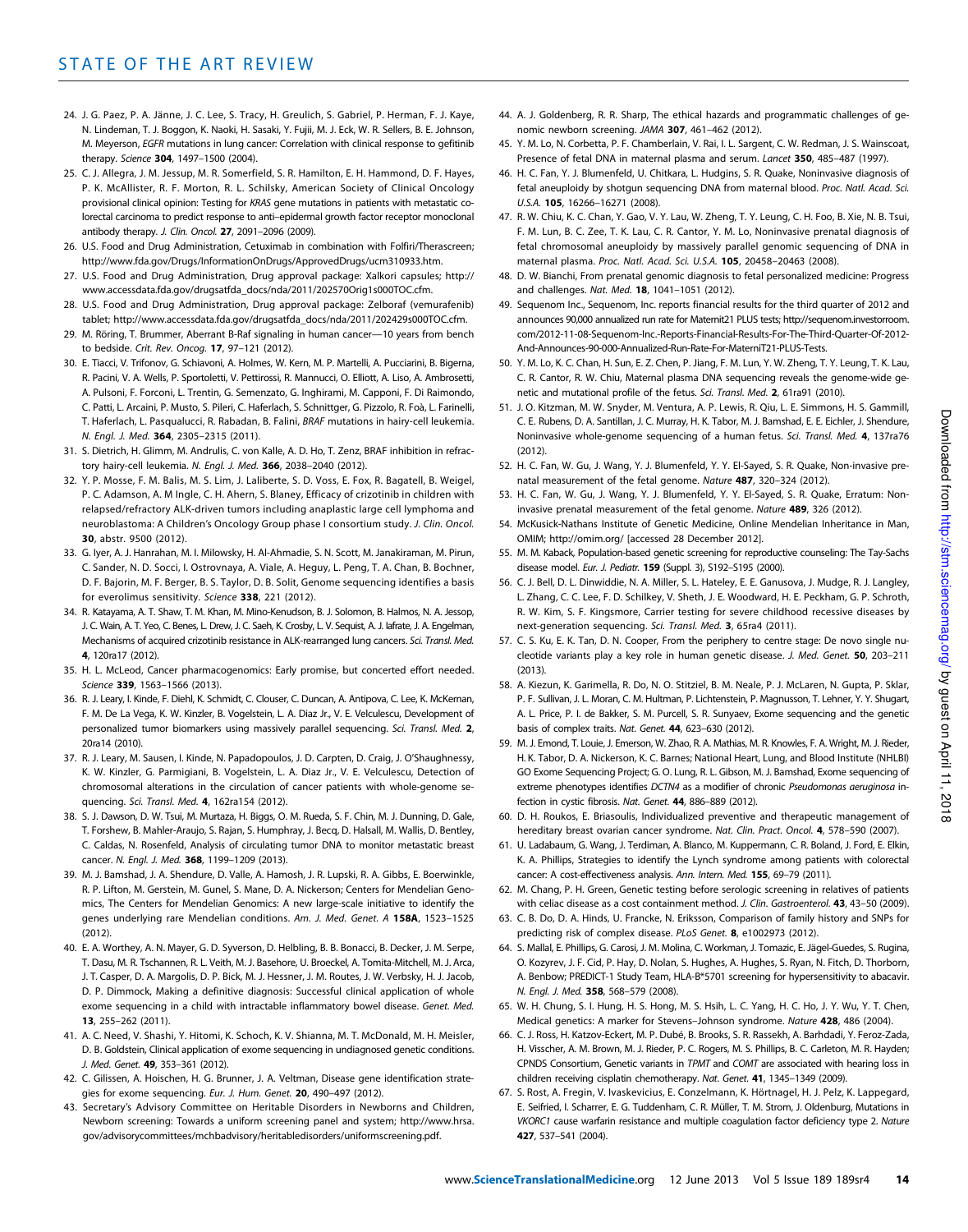24. J. G. Paez, P. A. Jänne, J. C. Lee, S. Tracy, H. Greulich, S. Gabriel, P. Herman, F. J. Kaye, N. Lindeman, T. J. Boggon, K. Naoki, H. Sasaki, Y. Fujii, M. J. Eck, W. R. Sellers, B. E. Johnson, M. Meyerson, *EGFR* mutations in lung cancer: Correlation with clinical response to gefitinib therapy. *Science* **304**, 1497–1500 (2004).
25. C. J. Allegra, J. M. Jessup, M. R. Somerfield, S. R. Hamilton, E. H. Hammond, D. F. Hayes, P. K. McAllister, R. F. Morton, R. L. Schilsky, American Society of Clinical Oncology provisional clinical opinion: Testing for *KRAS* gene mutations in patients with metastatic colorectal carcinoma to predict response to anti–epidermal growth factor receptor monoclonal antibody therapy. *J. Clin. Oncol.* **27**, 2091–2096 (2009).
26. U.S. Food and Drug Administration, Cetuximab in combination with Folfiri/Therascreen; http://www.fda.gov/Drugs/InformationOnDrugs/ApprovedDrugs/ucm310933.htm.
27. U.S. Food and Drug Administration, Drug approval package: Xalkori capsules; http://www.accessdata.fda.gov/drugsatfda_docs/nda/2011/202570Orig1s000TOC.cfm.
28. U.S. Food and Drug Administration, Drug approval package: Zelboraf (vemurafenib) tablet; http://www.accessdata.fda.gov/drugsatfda_docs/nda/2011/202429s000TOC.cfm.
29. M. Röring, T. Brummer, Aberrant B-Raf signaling in human cancer—10 years from bench to bedside. *Crit. Rev. Oncog.* **17**, 97–121 (2012).
30. E. Tiacci, V. Trifonov, G. Schiavoni, A. Holmes, W. Kern, M. P. Martelli, A. Pucciarini, B. Bigerna, R. Pacini, V. A. Wells, P. Sportoletti, V. Pettirossi, R. Mannucci, O. Elliott, A. Liso, A. Ambrosetti, A. Pulsoni, F. Forconi, L. Trentin, G. Semenzato, G. Inghirami, M. Capponi, F. Di Raimondo, C. Patti, L. Arcaini, P. Musto, S. Pileri, C. Haferlach, S. Schnittger, G. Pizzolo, R. Foà, L. Farinelli, T. Haferlach, L. Pasqualucci, R. Rabadan, B. Falini, *BRAF* mutations in hairy-cell leukemia. *N. Engl. J. Med.* **364**, 2305–2315 (2011).
31. S. Dietrich, H. Glimm, M. Andrulis, C. von Kalle, A. D. Ho, T. Zenz, BRAF inhibition in refractory hairy-cell leukemia. *N. Engl. J. Med.* **366**, 2038–2040 (2012).
32. Y. P. Mosse, F. M. Balis, M. S. Lim, J. Laliberte, S. D. Voss, E. Fox, R. Bagatell, B. Weigel, P. C. Adamson, A. M Ingle, C. H. Ahern, S. Blaney, Efficacy of crizotinib in children with relapsed/refractory ALK-driven tumors including anaplastic large cell lymphoma and neuroblastoma: A Children's Oncology Group phase I consortium study. *J. Clin. Oncol.* **30**, abstr. 9500 (2012).
33. G. Iyer, A. J. Hanrahan, M. I. Milowsky, H. Al-Ahmadie, S. N. Scott, M. Janakiraman, M. Pirun, C. Sander, N. D. Socci, I. Ostrovnaya, A. Viale, A. Heguy, L. Peng, T. A. Chan, B. Bochner, D. F. Bajorin, M. F. Berger, B. S. Taylor, D. B. Solit, Genome sequencing identifies a basis for everolimus sensitivity. *Science* **338**, 221 (2012).
34. R. Katayama, A. T. Shaw, T. M. Khan, M. Mino-Kenudson, B. J. Solomon, B. Halmos, N. A. Jessop, J. C. Wain, A. T. Yeo, C. Benes, L. Drew, J. C. Saeh, K. Crosby, L. V. Sequist, A. J. Iafrate, J. A. Engelman, Mechanisms of acquired crizotinib resistance in ALK-rearranged lung cancers. *Sci. Transl. Med.* **4**, 120ra17 (2012).
35. H. L. McLeod, Cancer pharmacogenomics: Early promise, but concerted effort needed. *Science* **339**, 1563–1566 (2013).
36. R. J. Leary, I. Kinde, F. Diehl, K. Schmidt, C. Clouser, C. Duncan, A. Antipova, C. Lee, K. McKernan, F. M. De La Vega, K. W. Kinzler, B. Vogelstein, L. A. Diaz Jr., V. E. Velculescu, Development of personalized tumor biomarkers using massively parallel sequencing. *Sci. Transl. Med.* **2**, 20ra14 (2010).
37. R. J. Leary, M. Sausen, I. Kinde, N. Papadopoulos, J. D. Carpten, D. Craig, J. O'Shaughnessy, K. W. Kinzler, G. Parmigiani, B. Vogelstein, L. A. Diaz Jr., V. E. Velculescu, Detection of chromosomal alterations in the circulation of cancer patients with whole-genome sequencing. *Sci. Transl. Med.* **4**, 162ra154 (2012).
38. S. J. Dawson, D. W. Tsui, M. Murtaza, H. Biggs, O. M. Rueda, S. F. Chin, M. J. Dunning, D. Gale, T. Forshew, B. Mahler-Araujo, S. Rajan, S. Humphray, J. Becq, D. Halsall, M. Wallis, D. Bentley, C. Caldas, N. Rosenfeld, Analysis of circulating tumor DNA to monitor metastatic breast cancer. *N. Engl. J. Med.* **368**, 1199–1209 (2013).
39. M. J. Bamshad, J. A. Shendure, D. Valle, A. Hamosh, J. R. Lupski, R. A. Gibbs, E. Boerwinkle, R. P. Lifton, M. Gerstein, M. Gunel, S. Mane, D. A. Nickerson; Centers for Mendelian Genomics, The Centers for Mendelian Genomics: A new large-scale initiative to identify the genes underlying rare Mendelian conditions. *Am. J. Med. Genet. A* **158A**, 1523–1525 (2012).
40. E. A. Worthey, A. N. Mayer, G. D. Syverson, D. Helbling, B. B. Bonacci, B. Decker, J. M. Serpe, T. Dasu, M. R. Tschannen, R. L. Veith, M. J. Basehore, U. Broeckel, A. Tomita-Mitchell, M. J. Arca, J. T. Casper, D. A. Margolis, D. P. Bick, M. J. Hessner, J. M. Routes, J. W. Verbsky, H. J. Jacob, D. P. Dimmock, Making a definitive diagnosis: Successful clinical application of whole exome sequencing in a child with intractable inflammatory bowel disease. *Genet. Med.* **13**, 255–262 (2011).
41. A. C. Need, V. Shashi, Y. Hitomi, K. Schoch, K. V. Shianna, M. T. McDonald, M. H. Meisler, D. B. Goldstein, Clinical application of exome sequencing in undiagnosed genetic conditions. *J. Med. Genet.* **49**, 353–361 (2012).
42. C. Gilissen, A. Hoischen, H. G. Brunner, J. A. Veltman, Disease gene identification strategies for exome sequencing. *Eur. J. Hum. Genet.* **20**, 490–497 (2012).
43. Secretary's Advisory Committee on Heritable Disorders in Newborns and Children, Newborn screening: Towards a uniform screening panel and system; http://www.hrsa.gov/advisorycommittees/mchbadvisory/heritabledisorders/uniformscreening.pdf.
44. A. J. Goldenberg, R. R. Sharp, The ethical hazards and programmatic challenges of genomic newborn screening. *JAMA* **307**, 461–462 (2012).
45. Y. M. Lo, N. Corbetta, P. F. Chamberlain, V. Rai, I. L. Sargent, C. W. Redman, J. S. Wainscoat, Presence of fetal DNA in maternal plasma and serum. *Lancet* **350**, 485–487 (1997).
46. H. C. Fan, Y. J. Blumenfeld, U. Chitkara, L. Hudgins, S. R. Quake, Noninvasive diagnosis of fetal aneuploidy by shotgun sequencing DNA from maternal blood. *Proc. Natl. Acad. Sci. U.S.A.* **105**, 16266–16271 (2008).
47. R. W. Chiu, K. C. Chan, Y. Gao, V. Y. Lau, W. Zheng, T. Y. Leung, C. H. Foo, B. Xie, N. B. Tsui, F. M. Lun, B. C. Zee, T. K. Lau, C. R. Cantor, Y. M. Lo, Noninvasive prenatal diagnosis of fetal chromosomal aneuploidy by massively parallel genomic sequencing of DNA in maternal plasma. *Proc. Natl. Acad. Sci. U.S.A.* **105**, 20458–20463 (2008).
48. D. W. Bianchi, From prenatal genomic diagnosis to fetal personalized medicine: Progress and challenges. *Nat. Med.* **18**, 1041–1051 (2012).
49. Sequenom Inc., Sequenom, Inc. reports financial results for the third quarter of 2012 and announces 90,000 annualized run rate for Maternit21 PLUS tests; http://sequenom.investorroom.com/2012-11-08-Sequenom-Inc.-Reports-Financial-Results-For-The-Third-Quarter-Of-2012-And-Announces-90-000-Annualized-Run-Rate-For-MaterniT21-PLUS-Tests.
50. Y. M. Lo, K. C. Chan, H. Sun, E. Z. Chen, P. Jiang, F. M. Lun, Y. W. Zheng, T. Y. Leung, T. K. Lau, C. R. Cantor, R. W. Chiu, Maternal plasma DNA sequencing reveals the genome-wide genetic and mutational profile of the fetus. *Sci. Transl. Med.* **2**, 61ra91 (2010).
51. J. O. Kitzman, M. W. Snyder, M. Ventura, A. P. Lewis, R. Qiu, L. E. Simmons, H. S. Gammill, C. E. Rubens, D. A. Santillan, J. C. Murray, H. K. Tabor, M. J. Bamshad, E. E. Eichler, J. Shendure, Noninvasive whole-genome sequencing of a human fetus. *Sci. Transl. Med.* **4**, 137ra76 (2012).
52. H. C. Fan, W. Gu, J. Wang, Y. J. Blumenfeld, Y. Y. El-Sayed, S. R. Quake, Non-invasive prenatal measurement of the fetal genome. *Nature* **487**, 320–324 (2012).
53. H. C. Fan, W. Gu, J. Wang, Y. J. Blumenfeld, Y. Y. El-Sayed, S. R. Quake, Erratum: Non-invasive prenatal measurement of the fetal genome. *Nature* **489**, 326 (2012).
54. McKusick-Nathans Institute of Genetic Medicine, Online Mendelian Inheritance in Man, OMIM; http://omim.org/ [accessed 28 December 2012].
55. M. M. Kaback, Population-based genetic screening for reproductive counseling: The Tay-Sachs disease model. *Eur. J. Pediatr.* **159** (Suppl. 3), S192–S195 (2000).
56. C. J. Bell, D. L. Dinwiddie, N. A. Miller, S. L. Hateley, E. E. Ganusova, J. Mudge, R. J. Langley, L. Zhang, C. C. Lee, F. D. Schilkey, V. Sheth, J. E. Woodward, H. E. Peckham, G. P. Schroth, R. W. Kim, S. F. Kingsmore, Carrier testing for severe childhood recessive diseases by next-generation sequencing. *Sci. Transl. Med.* **3**, 65ra4 (2011).
57. C. S. Ku, E. K. Tan, D. N. Cooper, From the periphery to centre stage: De novo single nucleotide variants play a key role in human genetic disease. *J. Med. Genet.* **50**, 203–211 (2013).
58. A. Kiezun, K. Garimella, R. Do, N. O. Stitziel, B. M. Neale, P. J. McLaren, N. Gupta, P. Sklar, P. F. Sullivan, J. L. Moran, C. M. Hultman, P. Lichtenstein, P. Magnusson, T. Lehner, Y. Y. Shugart, A. L. Price, P. I. de Bakker, S. M. Purcell, S. R. Sunyaev, Exome sequencing and the genetic basis of complex traits. *Nat. Genet.* **44**, 623–630 (2012).
59. M. J. Emond, T. Louie, J. Emerson, W. Zhao, R. A. Mathias, M. R. Knowles, F. A. Wright, M. J. Rieder, H. K. Tabor, D. A. Nickerson, K. C. Barnes; National Heart, Lung, and Blood Institute (NHLBI) GO Exome Sequencing Project; G. O. Lung, R. L. Gibson, M. J. Bamshad, Exome sequencing of extreme phenotypes identifies *DCTN4* as a modifier of chronic *Pseudomonas aeruginosa* infection in cystic fibrosis. *Nat. Genet.* **44**, 886–889 (2012).
60. D. H. Roukos, E. Briasoulis, Individualized preventive and therapeutic management of hereditary breast ovarian cancer syndrome. *Nat. Clin. Pract. Oncol.* **4**, 578–590 (2007).
61. U. Ladabaum, G. Wang, J. Terdiman, A. Blanco, M. Kuppermann, C. R. Boland, J. Ford, E. Elkin, K. A. Phillips, Strategies to identify the Lynch syndrome among patients with colorectal cancer: A cost-effectiveness analysis. *Ann. Intern. Med.* **155**, 69–79 (2011).
62. M. Chang, P. H. Green, Genetic testing before serologic screening in relatives of patients with celiac disease as a cost containment method. *J. Clin. Gastroenterol.* **43**, 43–50 (2009).
63. C. B. Do, D. A. Hinds, U. Francke, N. Eriksson, Comparison of family history and SNPs for predicting risk of complex disease. *PLoS Genet.* **8**, e1002973 (2012).
64. S. Mallal, E. Phillips, G. Carosi, J. M. Molina, C. Workman, J. Tomazic, E. Jägel-Guedes, S. Rugina, O. Kozyrev, J. F. Cid, P. Hay, D. Nolan, S. Hughes, A. Hughes, S. Ryan, N. Fitch, D. Thorborn, A. Benbow; PREDICT-1 Study Team, HLA-B*5701 screening for hypersensitivity to abacavir. *N. Engl. J. Med.* **358**, 568–579 (2008).
65. W. H. Chung, S. I. Hung, H. S. Hong, M. S. Hsih, L. C. Yang, H. C. Ho, J. Y. Wu, Y. T. Chen, Medical genetics: A marker for Stevens–Johnson syndrome. *Nature* **428**, 486 (2004).
66. C. J. Ross, H. Katzov-Eckert, M. P. Dubé, B. Brooks, S. R. Rassekh, A. Barhdadi, Y. Feroz-Zada, H. Visscher, A. M. Brown, M. J. Rieder, P. C. Rogers, M. S. Phillips, B. C. Carleton, M. R. Hayden; CPNDS Consortium, Genetic variants in *TPMT* and *COMT* are associated with hearing loss in children receiving cisplatin chemotherapy. *Nat. Genet.* **41**, 1345–1349 (2009).
67. S. Rost, A. Fregin, V. Ivaskevicius, E. Conzelmann, K. Hörtnagel, H. J. Pelz, K. Lappegard, E. Seifried, I. Scharrer, E. G. Tuddenham, C. R. Müller, T. M. Strom, J. Oldenburg, Mutations in *VKORC1* cause warfarin resistance and multiple coagulation factor deficiency type 2. *Nature* **427**, 537–541 (2004).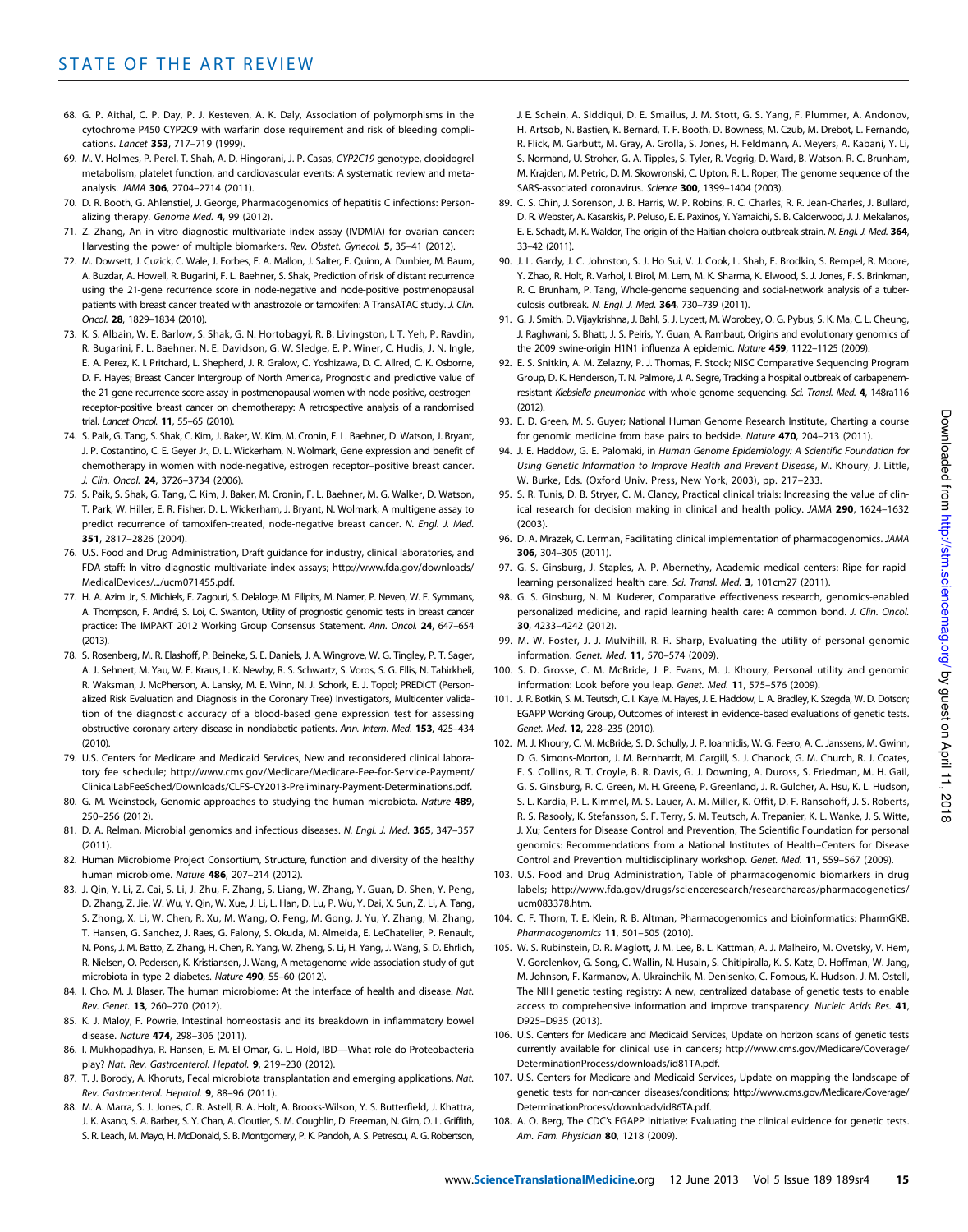68. G. P. Aithal, C. P. Day, P. J. Kesteven, A. K. Daly, Association of polymorphisms in the cytochrome P450 CYP2C9 with warfarin dose requirement and risk of bleeding complications. *Lancet* **353**, 717–719 (1999).
69. M. V. Holmes, P. Perel, T. Shah, A. D. Hingorani, J. P. Casas, *CYP2C19* genotype, clopidogrel metabolism, platelet function, and cardiovascular events: A systematic review and meta-analysis. *JAMA* **306**, 2704–2714 (2011).
70. D. R. Booth, G. Ahlenstiel, J. George, Pharmacogenomics of hepatitis C infections: Personalizing therapy. *Genome Med.* **4**, 99 (2012).
71. Z. Zhang, An in vitro diagnostic multivariate index assay (IVDMIA) for ovarian cancer: Harvesting the power of multiple biomarkers. *Rev. Obstet. Gynecol.* **5**, 35–41 (2012).
72. M. Dowsett, J. Cuzick, C. Wale, J. Forbes, E. A. Mallon, J. Salter, E. Quinn, A. Dunbier, M. Baum, A. Buzdar, A. Howell, R. Bugarini, F. L. Baehner, S. Shak, Prediction of risk of distant recurrence using the 21-gene recurrence score in node-negative and node-positive postmenopausal patients with breast cancer treated with anastrozole or tamoxifen: A TransATAC study. *J. Clin. Oncol.* **28**, 1829–1834 (2010).
73. K. S. Albain, W. E. Barlow, S. Shak, G. N. Hortobagyi, R. B. Livingston, I. T. Yeh, P. Ravdin, R. Bugarini, F. L. Baehner, N. E. Davidson, G. W. Sledge, E. P. Winer, C. Hudis, J. N. Ingle, E. A. Perez, K. I. Pritchard, L. Shepherd, J. R. Gralow, C. Yoshizawa, D. C. Allred, C. K. Osborne, D. F. Hayes; Breast Cancer Intergroup of North America, Prognostic and predictive value of the 21-gene recurrence score assay in postmenopausal women with node-positive, oestrogen-receptor-positive breast cancer on chemotherapy: A retrospective analysis of a randomised trial. *Lancet Oncol.* **11**, 55–65 (2010).
74. S. Paik, G. Tang, S. Shak, C. Kim, J. Baker, W. Kim, M. Cronin, F. L. Baehner, D. Watson, J. Bryant, J. P. Costantino, C. E. Geyer Jr., D. L. Wickerham, N. Wolmark, Gene expression and benefit of chemotherapy in women with node-negative, estrogen receptor–positive breast cancer. *J. Clin. Oncol.* **24**, 3726–3734 (2006).
75. S. Paik, S. Shak, G. Tang, C. Kim, J. Baker, M. Cronin, F. L. Baehner, M. G. Walker, D. Watson, T. Park, W. Hiller, E. R. Fisher, D. L. Wickerham, J. Bryant, N. Wolmark, A multigene assay to predict recurrence of tamoxifen-treated, node-negative breast cancer. *N. Engl. J. Med.* **351**, 2817–2826 (2004).
76. U.S. Food and Drug Administration, Draft guidance for industry, clinical laboratories, and FDA staff: In vitro diagnostic multivariate index assays; http://www.fda.gov/downloads/MedicalDevices/.../ucm071455.pdf.
77. H. A. Azim Jr., S. Michiels, F. Zagouri, S. Delaloge, M. Filipits, M. Namer, P. Neven, W. F. Symmans, A. Thompson, F. André, S. Loi, C. Swanton, Utility of prognostic genomic tests in breast cancer practice: The IMPAKT 2012 Working Group Consensus Statement. *Ann. Oncol.* **24**, 647–654 (2013).
78. S. Rosenberg, M. R. Elashoff, P. Beineke, S. E. Daniels, J. A. Wingrove, W. G. Tingley, P. T. Sager, A. J. Sehnert, M. Yau, W. E. Kraus, L. K. Newby, R. S. Schwartz, S. Voros, S. G. Ellis, N. Tahirkheli, R. Waksman, J. McPherson, A. Lansky, M. E. Winn, N. J. Schork, E. J. Topol; PREDICT (Personalized Risk Evaluation and Diagnosis in the Coronary Tree) Investigators, Multicenter validation of the diagnostic accuracy of a blood-based gene expression test for assessing obstructive coronary artery disease in nondiabetic patients. *Ann. Intern. Med.* **153**, 425–434 (2010).
79. U.S. Centers for Medicare and Medicaid Services, New and reconsidered clinical laboratory fee schedule; http://www.cms.gov/Medicare/Medicare-Fee-for-Service-Payment/ClinicalLabFeeSched/Downloads/CLFS-CY2013-Preliminary-Payment-Determinations.pdf.
80. G. M. Weinstock, Genomic approaches to studying the human microbiota. *Nature* **489**, 250–256 (2012).
81. D. A. Relman, Microbial genomics and infectious diseases. *N. Engl. J. Med.* **365**, 347–357 (2011).
82. Human Microbiome Project Consortium, Structure, function and diversity of the healthy human microbiome. *Nature* **486**, 207–214 (2012).
83. J. Qin, Y. Li, Z. Cai, S. Li, J. Zhu, F. Zhang, S. Liang, W. Zhang, Y. Guan, D. Shen, Y. Peng, D. Zhang, Z. Jie, W. Wu, Y. Qin, W. Xue, J. Li, L. Han, D. Lu, P. Wu, Y. Dai, X. Sun, Z. Li, A. Tang, S. Zhong, X. Li, W. Chen, R. Xu, M. Wang, Q. Feng, M. Gong, J. Yu, Y. Zhang, M. Zhang, T. Hansen, G. Sanchez, J. Raes, G. Falony, S. Okuda, M. Almeida, E. LeChatelier, P. Renault, N. Pons, J. M. Batto, Z. Zhang, H. Chen, R. Yang, W. Zheng, S. Li, H. Yang, J. Wang, S. D. Ehrlich, R. Nielsen, O. Pedersen, K. Kristiansen, J. Wang, A metagenome-wide association study of gut microbiota in type 2 diabetes. *Nature* **490**, 55–60 (2012).
84. I. Cho, M. J. Blaser, The human microbiome: At the interface of health and disease. *Nat. Rev. Genet.* **13**, 260–270 (2012).
85. K. J. Maloy, F. Powrie, Intestinal homeostasis and its breakdown in inflammatory bowel disease. *Nature* **474**, 298–306 (2011).
86. I. Mukhopadhya, R. Hansen, E. M. El-Omar, G. L. Hold, IBD—What role do Proteobacteria play? *Nat. Rev. Gastroenterol. Hepatol.* **9**, 219–230 (2012).
87. T. J. Borody, A. Khoruts, Fecal microbiota transplantation and emerging applications. *Nat. Rev. Gastroenterol. Hepatol.* **9**, 88–96 (2011).
88. M. A. Marra, S. J. Jones, C. R. Astell, R. A. Holt, A. Brooks-Wilson, Y. S. Butterfield, J. Khattra, J. K. Asano, S. A. Barber, S. Y. Chan, A. Cloutier, S. M. Coughlin, D. Freeman, N. Girn, O. L. Griffith, S. R. Leach, M. Mayo, H. McDonald, S. B. Montgomery, P. K. Pandoh, A. S. Petrescu, A. G. Robertson, J. E. Schein, A. Siddiqui, D. E. Smailus, J. M. Stott, G. S. Yang, F. Plummer, A. Andonov, H. Artsob, N. Bastien, K. Bernard, T. F. Booth, D. Bowness, M. Czub, M. Drebot, L. Fernando, R. Flick, M. Garbutt, M. Gray, A. Grolla, S. Jones, H. Feldmann, A. Meyers, A. Kabani, Y. Li, S. Normand, U. Stroher, G. A. Tipples, S. Tyler, R. Vogrig, D. Ward, B. Watson, R. C. Brunham, M. Krajden, M. Petric, D. M. Skowronski, C. Upton, R. L. Roper, The genome sequence of the SARS-associated coronavirus. *Science* **300**, 1399–1404 (2003).
89. C. S. Chin, J. Sorenson, J. B. Harris, W. P. Robins, R. C. Charles, R. R. Jean-Charles, J. Bullard, D. R. Webster, A. Kasarskis, P. Peluso, E. E. Paxinos, Y. Yamaichi, S. B. Calderwood, J. J. Mekalanos, E. E. Schadt, M. K. Waldor, The origin of the Haitian cholera outbreak strain. *N. Engl. J. Med.* **364**, 33–42 (2011).
90. J. L. Gardy, J. C. Johnston, S. J. Ho Sui, V. J. Cook, L. Shah, E. Brodkin, S. Rempel, R. Moore, Y. Zhao, R. Holt, R. Varhol, I. Birol, M. Lem, M. K. Sharma, K. Elwood, S. J. Jones, F. S. Brinkman, R. C. Brunham, P. Tang, Whole-genome sequencing and social-network analysis of a tuberculosis outbreak. *N. Engl. J. Med.* **364**, 730–739 (2011).
91. G. J. Smith, D. Vijaykrishna, J. Bahl, S. J. Lycett, M. Worobey, O. G. Pybus, S. K. Ma, C. L. Cheung, J. Raghwani, S. Bhatt, J. S. Peiris, Y. Guan, A. Rambaut, Origins and evolutionary genomics of the 2009 swine-origin H1N1 influenza A epidemic. *Nature* **459**, 1122–1125 (2009).
92. E. S. Snitkin, A. M. Zelazny, P. J. Thomas, F. Stock; NISC Comparative Sequencing Program Group, D. K. Henderson, T. N. Palmore, J. A. Segre, Tracking a hospital outbreak of carbapenem-resistant *Klebsiella pneumoniae* with whole-genome sequencing. *Sci. Transl. Med.* **4**, 148ra116 (2012).
93. E. D. Green, M. S. Guyer; National Human Genome Research Institute, Charting a course for genomic medicine from base pairs to bedside. *Nature* **470**, 204–213 (2011).
94. J. E. Haddow, G. E. Palomaki, in *Human Genome Epidemiology: A Scientific Foundation for Using Genetic Information to Improve Health and Prevent Disease*, M. Khoury, J. Little, W. Burke, Eds. (Oxford Univ. Press, New York, 2003), pp. 217–233.
95. S. R. Tunis, D. B. Stryer, C. M. Clancy, Practical clinical trials: Increasing the value of clinical research for decision making in clinical and health policy. *JAMA* **290**, 1624–1632 (2003).
96. D. A. Mrazek, C. Lerman, Facilitating clinical implementation of pharmacogenomics. *JAMA* **306**, 304–305 (2011).
97. G. S. Ginsburg, J. Staples, A. P. Abernethy, Academic medical centers: Ripe for rapid-learning personalized health care. *Sci. Transl. Med.* **3**, 101cm27 (2011).
98. G. S. Ginsburg, N. M. Kuderer, Comparative effectiveness research, genomics-enabled personalized medicine, and rapid learning health care: A common bond. *J. Clin. Oncol.* **30**, 4233–4242 (2012).
99. M. W. Foster, J. J. Mulvihill, R. R. Sharp, Evaluating the utility of personal genomic information. *Genet. Med.* **11**, 570–574 (2009).
100. S. D. Grosse, C. M. McBride, J. P. Evans, M. J. Khoury, Personal utility and genomic information: Look before you leap. *Genet. Med.* **11**, 575–576 (2009).
101. J. R. Botkin, S. M. Teutsch, C. I. Kaye, M. Hayes, J. E. Haddow, L. A. Bradley, K. Szegda, W. D. Dotson; EGAPP Working Group, Outcomes of interest in evidence-based evaluations of genetic tests. *Genet. Med.* **12**, 228–235 (2010).
102. M. J. Khoury, C. M. McBride, S. D. Schully, J. P. Ioannidis, W. G. Feero, A. C. Janssens, M. Gwinn, D. G. Simons-Morton, J. M. Bernhardt, M. Cargill, S. J. Chanock, G. M. Church, R. J. Coates, F. S. Collins, R. T. Croyle, B. R. Davis, G. J. Downing, A. Duross, S. Friedman, M. H. Gail, G. S. Ginsburg, R. C. Green, M. H. Greene, P. Greenland, J. R. Gulcher, A. Hsu, K. L. Hudson, S. L. Kardia, P. L. Kimmel, M. S. Lauer, A. M. Miller, K. Offit, D. F. Ransohoff, J. S. Roberts, R. S. Rasooly, K. Stefansson, S. F. Terry, S. M. Teutsch, A. Trepanier, K. L. Wanke, J. S. Witte, J. Xu; Centers for Disease Control and Prevention, The Scientific Foundation for personal genomics: Recommendations from a National Institutes of Health–Centers for Disease Control and Prevention multidisciplinary workshop. *Genet. Med.* **11**, 559–567 (2009).
103. U.S. Food and Drug Administration, Table of pharmacogenomic biomarkers in drug labels; http://www.fda.gov/drugs/scienceresearch/researchareas/pharmacogenetics/ucm083378.htm.
104. C. F. Thorn, T. E. Klein, R. B. Altman, Pharmacogenomics and bioinformatics: PharmGKB. *Pharmacogenomics* **11**, 501–505 (2010).
105. W. S. Rubinstein, D. R. Maglott, J. M. Lee, B. L. Kattman, A. J. Malheiro, M. Ovetsky, V. Hem, V. Gorelenkov, G. Song, C. Wallin, N. Husain, S. Chitipiralla, K. S. Katz, D. Hoffman, W. Jang, M. Johnson, F. Karmanov, A. Ukrainchik, M. Denisenko, C. Fomous, K. Hudson, J. M. Ostell, The NIH genetic testing registry: A new, centralized database of genetic tests to enable access to comprehensive information and improve transparency. *Nucleic Acids Res.* **41**, D925–D935 (2013).
106. U.S. Centers for Medicare and Medicaid Services, Update on horizon scans of genetic tests currently available for clinical use in cancers; http://www.cms.gov/Medicare/Coverage/DeterminationProcess/downloads/id81TA.pdf.
107. U.S. Centers for Medicare and Medicaid Services, Update on mapping the landscape of genetic tests for non-cancer diseases/conditions; http://www.cms.gov/Medicare/Coverage/DeterminationProcess/downloads/id86TA.pdf.
108. A. O. Berg, The CDC's EGAPP initiative: Evaluating the clinical evidence for genetic tests. *Am. Fam. Physician* **80**, 1218 (2009).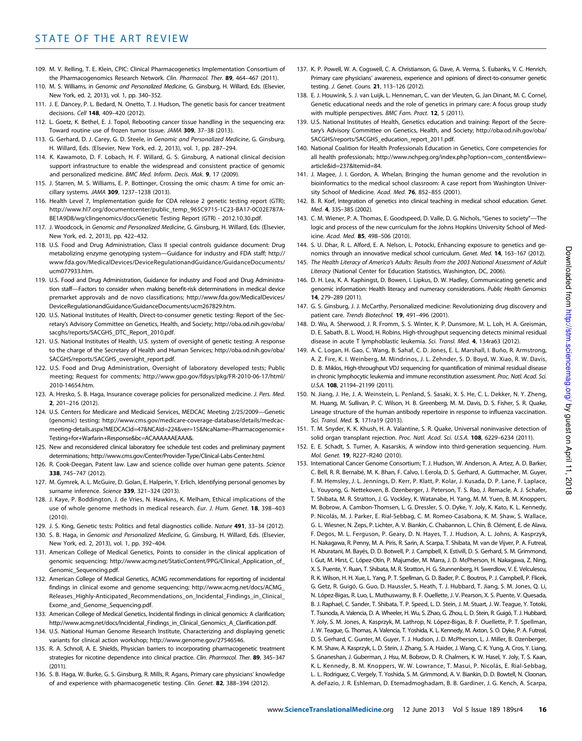109. M. V. Relling, T. E. Klein, CPIC: Clinical Pharmacogenetics Implementation Consortium of the Pharmacogenomics Research Network. *Clin. Pharmacol. Ther.* **89**, 464–467 (2011).
110. M. S. Williams, in *Genomic and Personalized Medicine*, G. Ginsburg, H. Willard, Eds. (Elsevier, New York, ed. 2, 2013), vol. 1, pp. 340–352.
111. J. E. Dancey, P. L. Bedard, N. Onetto, T. J. Hudson, The genetic basis for cancer treatment decisions. *Cell* **148**, 409–420 (2012).
112. L. Goetz, K. Bethel, E. J. Topol, Rebooting cancer tissue handling in the sequencing era: Toward routine use of frozen tumor tissue. *JAMA* **309**, 37–38 (2013).
113. G. Gerhard, D. J. Carey, G. D. Steele, in *Genomic and Personalized Medicine*, G. Ginsburg, H. Willard, Eds. (Elsevier, New York, ed. 2, 2013), vol. 1, pp. 287–294.
114. K. Kawamoto, D. F. Lobach, H. F. Willard, G. S. Ginsburg, A national clinical decision support infrastructure to enable the widespread and consistent practice of genomic and personalized medicine. *BMC Med. Inform. Decis. Mak.* **9**, 17 (2009).
115. J. Starren, M. S. Williams, E. P. Bottinger, Crossing the omic chasm: A time for omic ancillary systems. *JAMA* **309**, 1237–1238 (2013).
116. Health Level 7, Implementation guide for CDA release 2 genetic testing report (GTR); http://www.hl7.org/documentcenter/public_temp_965C9715-1C23-BA17-0C02E787A-BE1A9D8/wg/clingenomics/docs/Genetic Testing Report (GTR) - 2012.10.30.pdf.
117. J. Woodcock, in *Genomic and Personalized Medicine*, G. Ginsburg, H. Willard, Eds. (Elsevier, New York, ed. 2, 2013), pp. 422–432.
118. U.S. Food and Drug Administration, Class II special controls guidance document: Drug metabolizing enzyme genotyping system—Guidance for industry and FDA staff; http://www.fda.gov/MedicalDevices/DeviceRegulationandGuidance/GuidanceDocuments/ucm077933.htm.
119. U.S. Food and Drug Administration, Guidance for industry and Food and Drug Administration staff—Factors to consider when making benefit-risk determinations in medical device premarket approvals and de novo classifications; http://www.fda.gov/MedicalDevices/DeviceRegulationandGuidance/GuidanceDocuments/ucm267829.htm.
120. U.S. National Institutes of Health, Direct-to-consumer genetic testing: Report of the Secretary's Advisory Committee on Genetics, Health, and Society; http://oba.od.nih.gov/oba/sacghs/reports/SACGHS_DTC_Report_2010.pdf.
121. U.S. National Institutes of Health, U.S. system of oversight of genetic testing: A response to the charge of the Secretary of Health and Human Services; http://oba.od.nih.gov/oba/SACGHS/reports/SACGHS_oversight_report.pdf.
122. U.S. Food and Drug Administration, Oversight of laboratory developed tests; Public meeting; Request for comments; http://www.gpo.gov/fdsys/pkg/FR-2010-06-17/html/2010-14654.htm.
123. A. Hresko, S. B. Haga, Insurance coverage policies for personalized medicine. *J. Pers. Med.* **2**, 201–216 (2012).
124. U.S. Centers for Medicare and Medicaid Services, MEDCAC Meeting 2/25/2009—Genetic (genomic) testing; http://www.cms.gov/medicare-coverage-database/details/medcac-meeting-details.aspx?MEDCACId=47&NCAId=224&ver=15&NcaName=Pharmacogenomic+Testing+for+Warfarin+Response&bc=ACAAAAAAEAAA&.
125. New and reconsidered clinical laboratory fee schedule test codes and preliminary payment determinations; http://www.cms.gov/Center/Provider-Type/Clinical-Labs-Center.html.
126. R. Cook-Deegan, Patent law. Law and science collide over human gene patents. *Science* **338**, 745–747 (2012).
127. M. Gymrek, A. L. McGuire, D. Golan, E. Halperin, Y. Erlich, Identifying personal genomes by surname inference. *Science* **339**, 321–324 (2013).
128. J. Kaye, P. Boddington, J. de Vries, N. Hawkins, K. Melham, Ethical implications of the use of whole genome methods in medical research. *Eur. J. Hum. Genet.* **18**, 398–403 (2010).
129. J. S. King, Genetic tests: Politics and fetal diagnostics collide. *Nature* **491**, 33–34 (2012).
130. S. B. Haga, in *Genomic and Personalized Medicine*, G. Ginsburg, H. Willard, Eds. (Elsevier, New York, ed. 2, 2013), vol. 1, pp. 392–404.
131. American College of Medical Genetics, Points to consider in the clinical application of genomic sequencing; http://www.acmg.net/StaticContent/PPG/Clinical_Application_of_Genomic_Sequencing.pdf.
132. American College of Medical Genetics, ACMG recommendations for reporting of incidental findings in clinical exome and genome sequencing; http://www.acmg.net/docs/ACMG_Releases_Highly-Anticipated_Recommendations_on_Incidental_Findings_in_Clinical_Exome_and_Genome_Sequencing.pdf.
133. American College of Medical Genetics, Incidental findings in clinical genomics: A clarification; http://www.acmg.net/docs/Incidental_Findings_in_Clinical_Genomics_A_Clarification.pdf.
134. U.S. National Human Genome Research Institute, Characterizing and displaying genetic variants for clinical action workshop; http://www.genome.gov/27546546.
135. R. A. Schnoll, A. E. Shields, Physician barriers to incorporating pharmacogenetic treatment strategies for nicotine dependence into clinical practice. *Clin. Pharmacol. Ther.* **89**, 345–347 (2011).
136. S. B. Haga, W. Burke, G. S. Ginsburg, R. Mills, R. Agans, Primary care physicians' knowledge of and experience with pharmacogenetic testing. *Clin. Genet.* **82**, 388–394 (2012).
137. K. P. Powell, W. A. Cogswell, C. A. Christianson, G. Dave, A. Verma, S. Eubanks, V. C. Henrich, Primary care physicians' awareness, experience and opinions of direct-to-consumer genetic testing. *J. Genet. Couns.* **21**, 113–126 (2012).
138. E. J. Houwink, S. J. van Luijk, L. Henneman, C. van der Vleuten, G. Jan Dinant, M. C. Cornel, Genetic educational needs and the role of genetics in primary care: A focus group study with multiple perspectives. *BMC Fam. Pract.* **12**, 5 (2011).
139. U.S. National Institutes of Health, Genetics education and training: Report of the Secretary's Advisory Committee on Genetics, Health, and Society; http://oba.od.nih.gov/oba/SACGHS/reports/SACGHS_education_report_2011.pdf.
140. National Coalition for Health Professionals Education in Genetics, Core competencies for all health professionals; http://www.nchpeg.org/index.php?option=com_content&view=article&id=237&Itemid=84.
141. J. Magee, J. I. Gordon, A. Whelan, Bringing the human genome and the revolution in bioinformatics to the medical school classroom: A case report from Washington University School of Medicine. *Acad. Med.* **76**, 852–855 (2001).
142. B. R. Korf, Integration of genetics into clinical teaching in medical school education. *Genet. Med.* **4**, 33S–38S (2002).
143. C. M. Wiener, P. A. Thomas, E. Goodspeed, D. Valle, D. G. Nichols, "Genes to society"—The logic and process of the new curriculum for the Johns Hopkins University School of Medicine. *Acad. Med.* **85**, 498–506 (2010).
144. S. U. Dhar, R. L. Alford, E. A. Nelson, L. Potocki, Enhancing exposure to genetics and genomics through an innovative medical school curriculum. *Genet. Med.* **14**, 163–167 (2012).
145. *The Health Literacy of America's Adults: Results from the 2003 National Assessment of Adult Literacy* (National Center for Education Statistics, Washington, DC, 2006).
146. D. H. Lea, K. A. Kaphingst, D. Bowen, I. Lipkus, D. W. Hadley, Communicating genetic and genomic information: Health literacy and numeracy considerations. *Public Health Genomics* **14**, 279–289 (2011).
147. G. S. Ginsburg, J. J. McCarthy, Personalized medicine: Revolutionizing drug discovery and patient care. *Trends Biotechnol.* **19**, 491–496 (2001).
148. D. Wu, A. Sherwood, J. R. Fromm, S. S. Winter, K. P. Dunsmore, M. L. Loh, H. A. Greisman, D. E. Sabath, B. L. Wood, H. Robins, High-throughput sequencing detects minimal residual disease in acute T lymphoblastic leukemia. *Sci. Transl. Med.* **4**, 134ra63 (2012).
149. A. C. Logan, H. Gao, C. Wang, B. Sahaf, C. D. Jones, E. L. Marshall, I. Buño, R. Armstrong, A. Z. Fire, K. I. Weinberg, M. Mindrinos, J. L. Zehnder, S. D. Boyd, W. Xiao, R. W. Davis, D. B. Miklos, High-throughput VDJ sequencing for quantification of minimal residual disease in chronic lymphocytic leukemia and immune reconstitution assessment. *Proc. Natl. Acad. Sci. U.S.A.* **108**, 21194–21199 (2011).
150. N. Jiang, J. He, J. A. Weinstein, L. Penland, S. Sasaki, X. S. He, C. L. Dekker, N. Y. Zheng, M. Huang, M. Sullivan, P. C. Wilson, H. B. Greenberg, M. M. Davis, D. S. Fisher, S. R. Quake, Lineage structure of the human antibody repertoire in response to influenza vaccination. *Sci. Transl. Med.* **5**, 171ra19 (2013).
151. T. M. Snyder, K. K. Khush, H. A. Valantine, S. R. Quake, Universal noninvasive detection of solid organ transplant rejection. *Proc. Natl. Acad. Sci. U.S.A.* **108**, 6229–6234 (2011).
152. E. E. Schadt, S. Turner, A. Kasarskis, A window into third-generation sequencing. *Hum. Mol. Genet.* **19**, R227–R240 (2010).
153. International Cancer Genome Consortium; T. J. Hudson, W. Anderson, A. Artez, A. D. Barker, C. Bell, R. R. Bernabé, M. K. Bhan, F. Calvo, I. Eerola, D. S. Gerhard, A. Guttmacher, M. Guyer, F. M. Hemsley, J. L. Jennings, D. Kerr, P. Klatt, P. Kolar, J. Kusada, D. P. Lane, F. Laplace, L. Youyong, G. Nettekoven, B. Ozenberger, J. Peterson, T. S. Rao, J. Remacle, A. J. Schafer, T. Shibata, M. R. Stratton, J. G. Vockley, K. Watanabe, H. Yang, M. M. Yuen, B. M. Knoppers, M. Bobrow, A. Cambon-Thomsen, L. G. Dressler, S. O. Dyke, Y. Joly, K. Kato, K. L. Kennedy, P. Nicolás, M. J. Parker, E. Rial-Sebbag, C. M. Romeo-Casabona, K. M. Shaw, S. Wallace, G. L. Wiesner, N. Zeps, P. Lichter, A. V. Biankin, C. Chabannon, L. Chin, B. Clément, E. de Alava, F. Degos, M. L. Ferguson, P. Geary, D. N. Hayes, T. J. Hudson, A. L. Johns, A. Kasprzyk, H. Nakagawa, R. Penny, M. A. Piris, R. Sarin, A. Scarpa, T. Shibata, M. van de Vijver, P. A. Futreal, H. Aburatani, M. Bayés, D. D. Botwell, P. J. Campbell, X. Estivill, D. S. Gerhard, S. M. Grimmond, I. Gut, M. Hirst, C. López-Otín, P. Majumder, M. Marra, J. D. McPherson, H. Nakagawa, Z. Ning, X. S. Puente, Y. Ruan, T. Shibata, M. R. Stratton, H. G. Stunnenberg, H. Swerdlow, V. E. Velculescu, R. K. Wilson, H. H. Xue, L. Yang, P. T. Spellman, G. D. Bader, P. C. Boutros, P. J. Campbell, P. Flicek, G. Getz, R. Guigó, G. Guo, D. Haussler, S. Heath, T. J. Hubbard, T. Jiang, S. M. Jones, Q. Li, N. López-Bigas, R. Luo, L. Muthuswamy, B. F. Ouellette, J. V. Pearson, X. S. Puente, V. Quesada, B. J. Raphael, C. Sander, T. Shibata, T. P. Speed, L. D. Stein, J. M. Stuart, J. W. Teague, Y. Totoki, T. Tsunoda, A. Valencia, D. A. Wheeler, H. Wu, S. Zhao, G. Zhou, L. D. Stein, R. Guigó, T. J. Hubbard, Y. Joly, S. M. Jones, A. Kasprzyk, M. Lathrop, N. López-Bigas, B. F. Ouellette, P. T. Spellman, J. W. Teague, G. Thomas, A. Valencia, T. Yoshida, K. L. Kennedy, M. Axton, S. O. Dyke, P. A. Futreal, D. S. Gerhard, C. Gunter, M. Guyer, T. J. Hudson, J. D. McPherson, L. J. Miller, B. Ozenberger, K. M. Shaw, A. Kasprzyk, L. D. Stein, J. Zhang, S. A. Haider, J. Wang, C. K. Yung, A. Cros, Y. Liang, S. Gnaneshan, J. Guberman, J. Hsu, M. Bobrow, D. R. Chalmers, K. W. Hasel, Y. Joly, T. S. Kaan, K. L. Kennedy, B. M. Knoppers, W. W. Lowrance, T. Masui, P. Nicolás, E. Rial-Sebbag, L. L. Rodriguez, C. Vergely, T. Yoshida, S. M. Grimmond, A. V. Biankin, D. D. Bowtell, N. Cloonan, A. deFazio, J. R. Eshleman, D. Etemadmoghadam, B. B. Gardiner, J. G. Kench, A. Scarpa,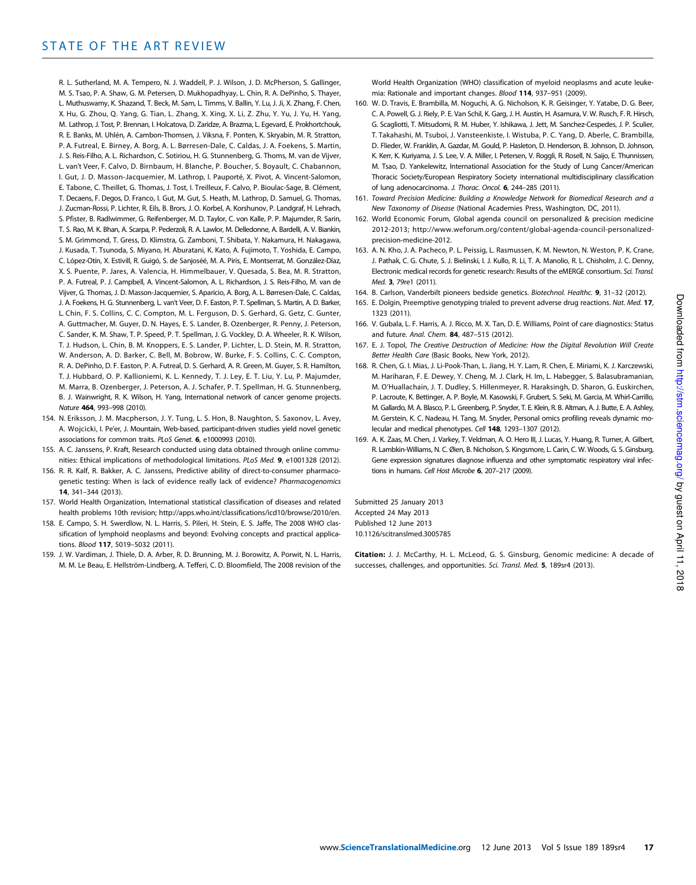R. L. Sutherland, M. A. Tempero, N. J. Waddell, P. J. Wilson, J. D. McPherson, S. Gallinger, M. S. Tsao, P. A. Shaw, G. M. Petersen, D. Mukhopadhyay, L. Chin, R. A. DePinho, S. Thayer, L. Muthuswamy, K. Shazand, T. Beck, M. Sam, L. Timms, V. Ballin, Y. Lu, J. Ji, X. Zhang, F. Chen, X. Hu, G. Zhou, Q. Yang, G. Tian, L. Zhang, X. Xing, X. Li, Z. Zhu, Y. Yu, J. Yu, H. Yang, M. Lathrop, J. Tost, P. Brennan, I. Holcatova, D. Zaridze, A. Brazma, L. Egevard, E. Prokhortchouk, R. E. Banks, M. Uhlén, A. Cambon-Thomsen, J. Viksna, F. Ponten, K. Skryabin, M. R. Stratton, P. A. Futreal, E. Birney, A. Borg, A. L. Børresen-Dale, C. Caldas, J. A. Foekens, S. Martin, J. S. Reis-Filho, A. L. Richardson, C. Sotiriou, H. G. Stunnenberg, G. Thoms, M. van de Vijver, L. van't Veer, F. Calvo, D. Birnbaum, H. Blanche, P. Boucher, S. Boyault, C. Chabannon, I. Gut, J. D. Masson-Jacquemier, M. Lathrop, I. Pauporté, X. Pivot, A. Vincent-Salomon, E. Tabone, C. Theillet, G. Thomas, J. Tost, I. Treilleux, F. Calvo, P. Bioulac-Sage, B. Clément, T. Decaens, F. Degos, D. Franco, I. Gut, M. Gut, S. Heath, M. Lathrop, D. Samuel, G. Thomas, J. Zucman-Rossi, P. Lichter, R. Eils, B. Brors, J. O. Korbel, A. Korshunov, P. Landgraf, H. Lehrach, S. Pfister, B. Radlwimmer, G. Reifenberger, M. D. Taylor, C. von Kalle, P. P. Majumder, R. Sarin, T. S. Rao, M. K. Bhan, A. Scarpa, P. Pederzoli, R. A. Lawlor, M. Delledonne, A. Bardelli, A. V. Biankin, S. M. Grimmond, T. Gress, D. Klimstra, G. Zamboni, T. Shibata, Y. Nakamura, H. Nakagawa, J. Kusada, T. Tsunoda, S. Miyano, H. Aburatani, K. Kato, A. Fujimoto, T. Yoshida, E. Campo, C. López-Otín, X. Estivill, R. Guigó, S. de Sanjoséé, M. A. Piris, E. Montserrat, M. González-Díaz, X. S. Puente, P. Jares, A. Valencia, H. Himmelbauer, V. Quesada, S. Bea, M. R. Stratton, P. A. Futreal, P. J. Campbell, A. Vincent-Salomon, A. L. Richardson, J. S. Reis-Filho, M. van de Vijver, G. Thomas, J. D. Masson-Jacquemier, S. Aparicio, A. Borg, A. L. Børresen-Dale, C. Caldas, J. A. Foekens, H. G. Stunnenberg, L. van't Veer, D. F. Easton, P. T. Spellman, S. Martin, A. D. Barker, L. Chin, F. S. Collins, C. C. Compton, M. L. Ferguson, D. S. Gerhard, G. Getz, C. Gunter, A. Guttmacher, M. Guyer, D. N. Hayes, E. S. Lander, B. Ozenberger, R. Penny, J. Peterson, C. Sander, K. M. Shaw, T. P. Speed, P. T. Spellman, J. G. Vockley, D. A. Wheeler, R. K. Wilson, T. J. Hudson, L. Chin, B. M. Knoppers, E. S. Lander, P. Lichter, L. D. Stein, M. R. Stratton, W. Anderson, A. D. Barker, C. Bell, M. Bobrow, W. Burke, F. S. Collins, C. C. Compton, R. A. DePinho, D. F. Easton, P. A. Futreal, D. S. Gerhard, A. R. Green, M. Guyer, S. R. Hamilton, T. J. Hubbard, O. P. Kallioniemi, K. L. Kennedy, T. J. Ley, E. T. Liu, Y. Lu, P. Majumder, M. Marra, B. Ozenberger, J. Peterson, A. J. Schafer, P. T. Spellman, H. G. Stunnenberg, B. J. Wainwright, R. K. Wilson, H. Yang, International network of cancer genome projects. *Nature* **464**, 993–998 (2010).

154. N. Eriksson, J. M. Macpherson, J. Y. Tung, L. S. Hon, B. Naughton, S. Saxonov, L. Avey, A. Wojcicki, I. Pe'er, J. Mountain, Web-based, participant-driven studies yield novel genetic associations for common traits. *PLoS Genet.* **6**, e1000993 (2010).
155. A. C. Janssens, P. Kraft, Research conducted using data obtained through online communities: Ethical implications of methodological limitations. *PLoS Med.* **9**, e1001328 (2012).
156. R. R. Kalf, R. Bakker, A. C. Janssens, Predictive ability of direct-to-consumer pharmacogenetic testing: When is lack of evidence really lack of evidence? *Pharmacogenomics* **14**, 341–344 (2013).
157. World Health Organization, International statistical classification of diseases and related health problems 10th revision; http://apps.who.int/classifications/icd10/browse/2010/en.
158. E. Campo, S. H. Swerdlow, N. L. Harris, S. Pileri, H. Stein, E. S. Jaffe, The 2008 WHO classification of lymphoid neoplasms and beyond: Evolving concepts and practical applications. *Blood* **117**, 5019–5032 (2011).
159. J. W. Vardiman, J. Thiele, D. A. Arber, R. D. Brunning, M. J. Borowitz, A. Porwit, N. L. Harris, M. M. Le Beau, E. Hellström-Lindberg, A. Tefferi, C. D. Bloomfield, The 2008 revision of the World Health Organization (WHO) classification of myeloid neoplasms and acute leukemia: Rationale and important changes. *Blood* **114**, 937–951 (2009).
160. W. D. Travis, E. Brambilla, M. Noguchi, A. G. Nicholson, K. R. Geisinger, Y. Yatabe, D. G. Beer, C. A. Powell, G. J. Riely, P. E. Van Schil, K. Garg, J. H. Austin, H. Asamura, V. W. Rusch, F. R. Hirsch, G. Scagliotti, T. Mitsudomi, R. M. Huber, Y. Ishikawa, J. Jett, M. Sanchez-Cespedes, J. P. Sculier, T. Takahashi, M. Tsuboi, J. Vansteenkiste, I. Wistuba, P. C. Yang, D. Aberle, C. Brambilla, D. Flieder, W. Franklin, A. Gazdar, M. Gould, P. Hasleton, D. Henderson, B. Johnson, D. Johnson, K. Kerr, K. Kuriyama, J. S. Lee, V. A. Miller, I. Petersen, V. Roggli, R. Rosell, N. Saijo, E. Thunnissen, M. Tsao, D. Yankelewitz, International Association for the Study of Lung Cancer/American Thoracic Society/European Respiratory Society international multidisciplinary classification of lung adenocarcinoma. *J. Thorac. Oncol.* **6**, 244–285 (2011).
161. *Toward Precision Medicine: Building a Knowledge Network for Biomedical Research and a New Taxonomy of Disease* (National Academies Press, Washington, DC, 2011).
162. World Economic Forum, Global agenda council on personalized & precision medicine 2012-2013; http://www.weforum.org/content/global-agenda-council-personalized-precision-medicine-2012.
163. A. N. Kho, J. A. Pacheco, P. L. Peissig, L. Rasmussen, K. M. Newton, N. Weston, P. K. Crane, J. Pathak, C. G. Chute, S. J. Bielinski, I. J. Kullo, R. Li, T. A. Manolio, R. L. Chisholm, J. C. Denny, Electronic medical records for genetic research: Results of the eMERGE consortium. *Sci. Transl. Med.* **3**, 79re1 (2011).
164. B. Carlson, Vanderbilt pioneers bedside genetics. *Biotechnol. Healthc.* **9**, 31–32 (2012).
165. E. Dolgin, Preemptive genotyping trialed to prevent adverse drug reactions. *Nat. Med.* **17**, 1323 (2011).
166. V. Gubala, L. F. Harris, A. J. Ricco, M. X. Tan, D. E. Williams, Point of care diagnostics: Status and future. *Anal. Chem.* **84**, 487–515 (2012).
167. E. J. Topol, *The Creative Destruction of Medicine: How the Digital Revolution Will Create Better Health Care* (Basic Books, New York, 2012).
168. R. Chen, G. I. Mias, J. Li-Pook-Than, L. Jiang, H. Y. Lam, R. Chen, E. Miriami, K. J. Karczewski, M. Hariharan, F. E. Dewey, Y. Cheng, M. J. Clark, H. Im, L. Habegger, S. Balasubramanian, M. O'Huallachain, J. T. Dudley, S. Hillenmeyer, R. Haraksingh, D. Sharon, G. Euskirchen, P. Lacroute, K. Bettinger, A. P. Boyle, M. Kasowski, F. Grubert, S. Seki, M. Garcia, M. Whirl-Carrillo, M. Gallardo, M. A. Blasco, P. L. Greenberg, P. Snyder, T. E. Klein, R. B. Altman, A. J. Butte, E. A. Ashley, M. Gerstein, K. C. Nadeau, H. Tang, M. Snyder, Personal omics profiling reveals dynamic molecular and medical phenotypes. *Cell* **148**, 1293–1307 (2012).
169. A. K. Zaas, M. Chen, J. Varkey, T. Veldman, A. O. Hero III, J. Lucas, Y. Huang, R. Turner, A. Gilbert, R. Lambkin-Williams, N. C. Øien, B. Nicholson, S. Kingsmore, L. Carin, C. W. Woods, G. S. Ginsburg, Gene expression signatures diagnose influenza and other symptomatic respiratory viral infections in humans. *Cell Host Microbe* **6**, 207–217 (2009).

Submitted 25 January 2013
Accepted 24 May 2013
Published 12 June 2013
10.1126/scitranslmed.3005785

**Citation:** J. J. McCarthy, H. L. McLeod, G. S. Ginsburg, Genomic medicine: A decade of successes, challenges, and opportunities. *Sci. Transl. Med.* **5**, 189sr4 (2013).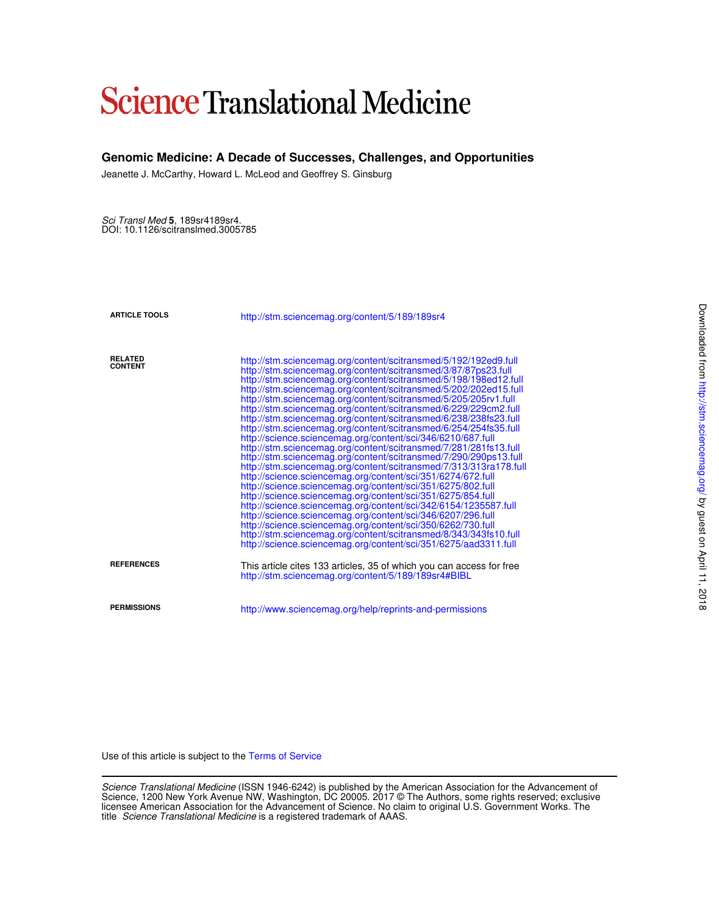# Science Translational Medicine

**Genomic Medicine: A Decade of Successes, Challenges, and Opportunities**

Jeanette J. McCarthy, Howard L. McLeod and Geoffrey S. Ginsburg

*Sci Transl Med* **5**, 189sr4189sr4.
DOI: 10.1126/scitranslmed.3005785

| | |
|---|---|
| **ARTICLE TOOLS** | http://stm.sciencemag.org/content/5/189/189sr4 |
| **RELATED CONTENT** | http://stm.sciencemag.org/content/scitransmed/5/192/192ed9.full<br>http://stm.sciencemag.org/content/scitransmed/3/87/87ps23.full<br>http://stm.sciencemag.org/content/scitransmed/5/198/198ed12.full<br>http://stm.sciencemag.org/content/scitransmed/5/202/202ed15.full<br>http://stm.sciencemag.org/content/scitransmed/5/205/205rv1.full<br>http://stm.sciencemag.org/content/scitransmed/6/229/229cm2.full<br>http://stm.sciencemag.org/content/scitransmed/6/238/238fs23.full<br>http://stm.sciencemag.org/content/scitransmed/6/254/254fs35.full<br>http://science.sciencemag.org/content/sci/346/6210/687.full<br>http://stm.sciencemag.org/content/scitransmed/7/281/281fs13.full<br>http://stm.sciencemag.org/content/scitransmed/7/290/290ps13.full<br>http://stm.sciencemag.org/content/scitransmed/7/313/313ra178.full<br>http://science.sciencemag.org/content/sci/351/6274/672.full<br>http://science.sciencemag.org/content/sci/351/6275/802.full<br>http://science.sciencemag.org/content/sci/351/6275/854.full<br>http://science.sciencemag.org/content/sci/342/6154/1235587.full<br>http://science.sciencemag.org/content/sci/346/6207/296.full<br>http://science.sciencemag.org/content/sci/350/6262/730.full<br>http://stm.sciencemag.org/content/scitransmed/8/343/343fs10.full<br>http://science.sciencemag.org/content/sci/351/6275/aad3311.full |
| **REFERENCES** | This article cites 133 articles, 35 of which you can access for free<br>http://stm.sciencemag.org/content/5/189/189sr4#BIBL |
| **PERMISSIONS** | http://www.sciencemag.org/help/reprints-and-permissions |

Use of this article is subject to the Terms of Service

*Science Translational Medicine* (ISSN 1946-6242) is published by the American Association for the Advancement of Science, 1200 New York Avenue NW, Washington, DC 20005. 2017 © The Authors, some rights reserved; exclusive licensee American Association for the Advancement of Science. No claim to original U.S. Government Works. The title *Science Translational Medicine* is a registered trademark of AAAS.

Downloaded from http://stm.sciencemag.org/ by guest on April 11, 2018